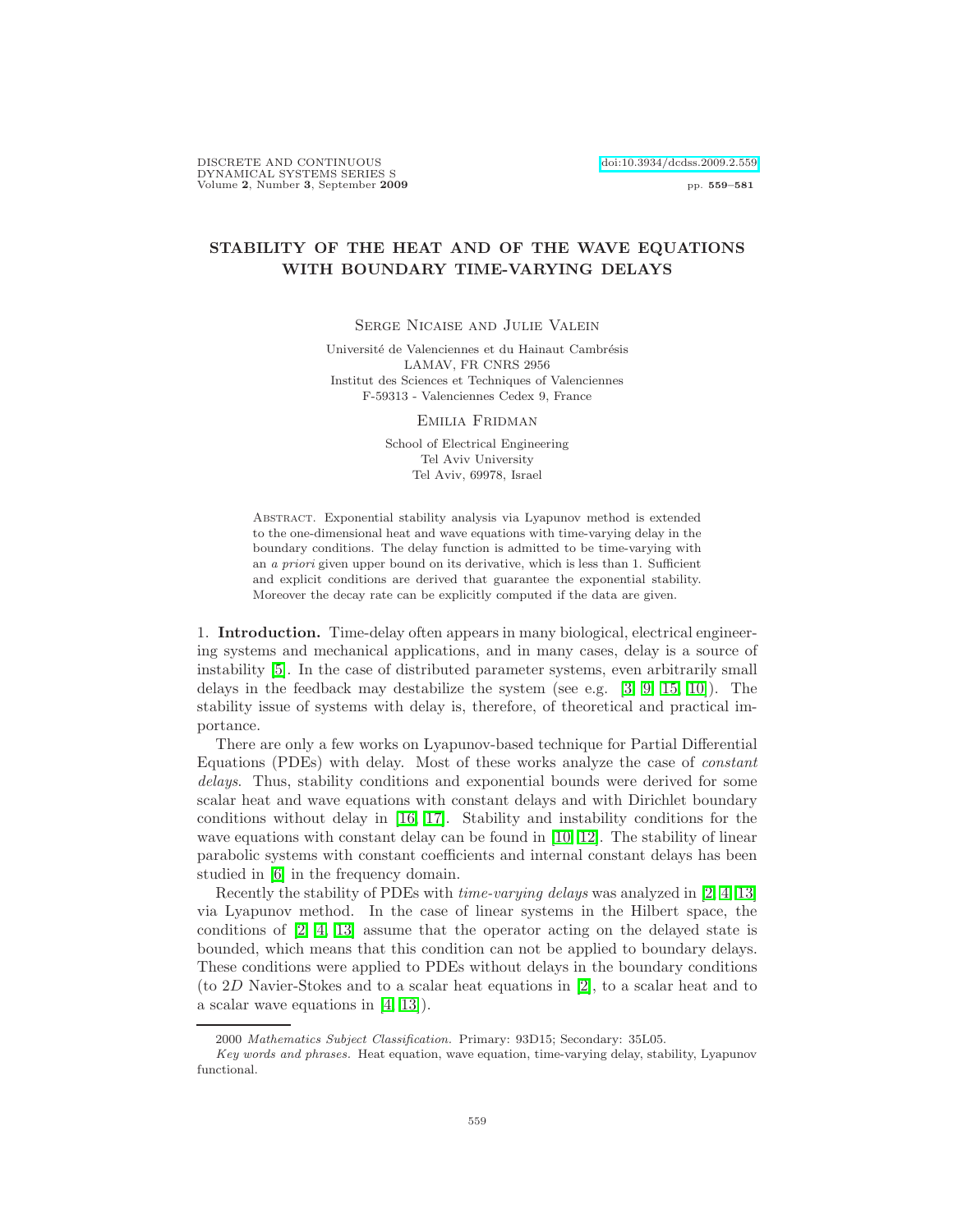# STABILITY OF THE HEAT AND OF THE WAVE EQUATIONS WITH BOUNDARY TIME-VARYING DELAYS

Serge Nicaise and Julie Valein

Université de Valenciennes et du Hainaut Cambrésis
LAMAV, FR CNRS 2956
Institut des Sciences et Techniques of Valenciennes
F-59313 - Valenciennes Cedex 9, France

Emilia Fridman

School of Electrical Engineering
Tel Aviv University
Tel Aviv, 69978, Israel

Abstract. Exponential stability analysis via Lyapunov method is extended to the one-dimensional heat and wave equations with time-varying delay in the boundary conditions. The delay function is admitted to be time-varying with an *a priori* given upper bound on its derivative, which is less than 1. Sufficient and explicit conditions are derived that guarantee the exponential stability. Moreover the decay rate can be explicitly computed if the data are given.

1. **Introduction.** Time-delay often appears in many biological, electrical engineering systems and mechanical applications, and in many cases, delay is a source of instability [5]. In the case of distributed parameter systems, even arbitrarily small delays in the feedback may destabilize the system (see e.g. [3, 9, 15, 10]). The stability issue of systems with delay is, therefore, of theoretical and practical importance.

There are only a few works on Lyapunov-based technique for Partial Differential Equations (PDEs) with delay. Most of these works analyze the case of *constant delays*. Thus, stability conditions and exponential bounds were derived for some scalar heat and wave equations with constant delays and with Dirichlet boundary conditions without delay in [16, 17]. Stability and instability conditions for the wave equations with constant delay can be found in [10, 12]. The stability of linear parabolic systems with constant coefficients and internal constant delays has been studied in [6] in the frequency domain.

Recently the stability of PDEs with *time-varying delays* was analyzed in [2, 4, 13] via Lyapunov method. In the case of linear systems in the Hilbert space, the conditions of [2, 4, 13] assume that the operator acting on the delayed state is bounded, which means that this condition can not be applied to boundary delays. These conditions were applied to PDEs without delays in the boundary conditions (to $2D$ Navier-Stokes and to a scalar heat equations in [2], to a scalar heat and to a scalar wave equations in [4, 13]).

2000 *Mathematics Subject Classification.* Primary: 93D15; Secondary: 35L05.

*Key words and phrases.* Heat equation, wave equation, time-varying delay, stability, Lyapunov functional.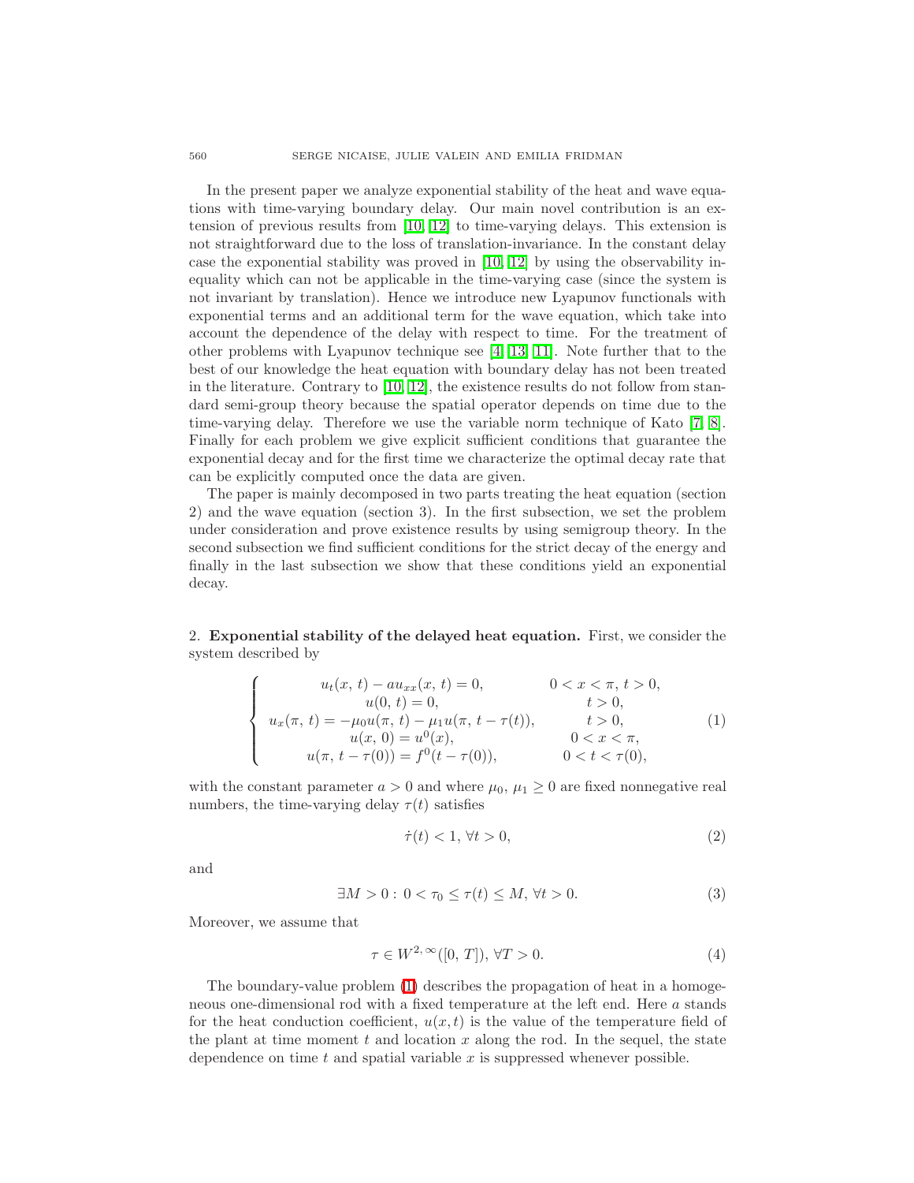In the present paper we analyze exponential stability of the heat and wave equations with time-varying boundary delay. Our main novel contribution is an extension of previous results from [10, 12] to time-varying delays. This extension is not straightforward due to the loss of translation-invariance. In the constant delay case the exponential stability was proved in [10, 12] by using the observability inequality which can not be applicable in the time-varying case (since the system is not invariant by translation). Hence we introduce new Lyapunov functionals with exponential terms and an additional term for the wave equation, which take into account the dependence of the delay with respect to time. For the treatment of other problems with Lyapunov technique see [4, 13, 11]. Note further that to the best of our knowledge the heat equation with boundary delay has not been treated in the literature. Contrary to [10, 12], the existence results do not follow from standard semi-group theory because the spatial operator depends on time due to the time-varying delay. Therefore we use the variable norm technique of Kato [7, 8]. Finally for each problem we give explicit sufficient conditions that guarantee the exponential decay and for the first time we characterize the optimal decay rate that can be explicitly computed once the data are given.

The paper is mainly decomposed in two parts treating the heat equation (section 2) and the wave equation (section 3). In the first subsection, we set the problem under consideration and prove existence results by using semigroup theory. In the second subsection we find sufficient conditions for the strict decay of the energy and finally in the last subsection we show that these conditions yield an exponential decay.

## 2. **Exponential stability of the delayed heat equation.**

First, we consider the system described by

$$
\left\{
\begin{array}{ll}
u_t(x,\,t) - a u_{xx}(x,\,t) = 0, & 0 < x < \pi,\ t > 0, \\
u(0,\,t) = 0, & t > 0, \\
u_x(\pi,\,t) = -\mu_0 u(\pi,\,t) - \mu_1 u(\pi,\,t - \tau(t)), & t > 0, \\
u(x,\,0) = u^0(x), & 0 < x < \pi, \\
u(\pi,\,t - \tau(0)) = f^0(t - \tau(0)), & 0 < t < \tau(0),
\end{array}
\right.
\tag{1}
$$

with the constant parameter $a > 0$ and where $\mu_0,\, \mu_1 \geq 0$ are fixed nonnegative real numbers, the time-varying delay $\tau(t)$ satisfies

$$
\dot{\tau}(t) < 1,\ \forall t > 0,
\tag{2}
$$

and

$$
\exists M > 0 :\ 0 < \tau_0 \leq \tau(t) \leq M,\ \forall t > 0.
\tag{3}
$$

Moreover, we assume that

$$
\tau \in W^{2,\infty}([0,\,T]),\ \forall T > 0.
\tag{4}
$$

The boundary-value problem (1) describes the propagation of heat in a homogeneous one-dimensional rod with a fixed temperature at the left end. Here $a$ stands for the heat conduction coefficient, $u(x,t)$ is the value of the temperature field of the plant at time moment $t$ and location $x$ along the rod. In the sequel, the state dependence on time $t$ and spatial variable $x$ is suppressed whenever possible.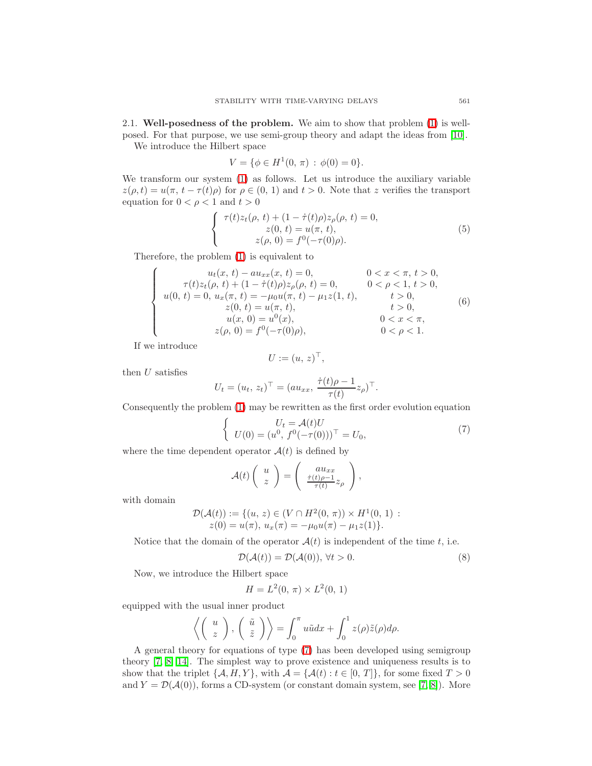2.1. **Well-posedness of the problem.** We aim to show that problem (1) is well-posed. For that purpose, we use semi-group theory and adapt the ideas from [10].

We introduce the Hilbert space

$$V = \{\phi \in H^1(0,\, \pi) \,:\, \phi(0) = 0\}.$$

We transform our system (1) as follows. Let us introduce the auxiliary variable $z(\rho, t) = u(\pi,\, t - \tau(t)\rho)$ for $\rho \in (0,\, 1)$ and $t > 0$. Note that $z$ verifies the transport equation for $0 < \rho < 1$ and $t > 0$

$$\left\{ \begin{array}{c} \tau(t) z_t(\rho,\, t) + (1 - \dot{\tau}(t)\rho) z_\rho(\rho,\, t) = 0, \\ z(0,\, t) = u(\pi,\, t), \\ z(\rho,\, 0) = f^0(-\tau(0)\rho). \end{array} \right. \tag{5}$$

Therefore, the problem (1) is equivalent to

$$\left\{ \begin{array}{lr} u_t(x,\, t) - a u_{xx}(x,\, t) = 0, & 0 < x < \pi,\, t > 0, \\ \tau(t) z_t(\rho,\, t) + (1 - \dot{\tau}(t)\rho) z_\rho(\rho,\, t) = 0, & 0 < \rho < 1,\, t > 0, \\ u(0,\, t) = 0,\, u_x(\pi,\, t) = -\mu_0 u(\pi,\, t) - \mu_1 z(1,\, t), & t > 0, \\ z(0,\, t) = u(\pi,\, t), & t > 0, \\ u(x,\, 0) = u^0(x), & 0 < x < \pi, \\ z(\rho,\, 0) = f^0(-\tau(0)\rho), & 0 < \rho < 1. \end{array} \right. \tag{6}$$

If we introduce

$$U := (u,\, z)^\top,$$

then $U$ satisfies

$$U_t = (u_t,\, z_t)^\top = (a u_{xx},\, \frac{\dot{\tau}(t)\rho - 1}{\tau(t)} z_\rho)^\top.$$

Consequently the problem (1) may be rewritten as the first order evolution equation

$$\left\{ \begin{array}{c} U_t = \mathcal{A}(t) U \\ U(0) = (u^0,\, f^0(-\tau(0)))^\top = U_0, \end{array} \right. \tag{7}$$

where the time dependent operator $\mathcal{A}(t)$ is defined by

$$\mathcal{A}(t) \begin{pmatrix} u \\ z \end{pmatrix} = \begin{pmatrix} a u_{xx} \\ \frac{\dot{\tau}(t)\rho - 1}{\tau(t)} z_\rho \end{pmatrix},$$

with domain

$$\begin{aligned} \mathcal{D}(\mathcal{A}(t)) := \{(u,\, z) \in (V \cap H^2(0,\, \pi)) \times H^1(0,\, 1) \,:\, \\ z(0) = u(\pi),\, u_x(\pi) = -\mu_0 u(\pi) - \mu_1 z(1)\}. \end{aligned}$$

Notice that the domain of the operator $\mathcal{A}(t)$ is independent of the time $t$, i.e.

$$\mathcal{D}(\mathcal{A}(t)) = \mathcal{D}(\mathcal{A}(0)),\, \forall t > 0. \tag{8}$$

Now, we introduce the Hilbert space

$$H = L^2(0,\, \pi) \times L^2(0,\, 1)$$

equipped with the usual inner product

$$\left\langle \begin{pmatrix} u \\ z \end{pmatrix}, \begin{pmatrix} \tilde{u} \\ \tilde{z} \end{pmatrix} \right\rangle = \int_0^\pi u\tilde{u}\,dx + \int_0^1 z(\rho)\tilde{z}(\rho)\,d\rho.$$

A general theory for equations of type (7) has been developed using semigroup theory [7, 8, 14]. The simplest way to prove existence and uniqueness results is to show that the triplet $\{\mathcal{A}, H, Y\}$, with $\mathcal{A} = \{\mathcal{A}(t) : t \in [0,\, T]\}$, for some fixed $T > 0$ and $Y = \mathcal{D}(\mathcal{A}(0))$, forms a CD-system (or constant domain system, see [7, 8]). More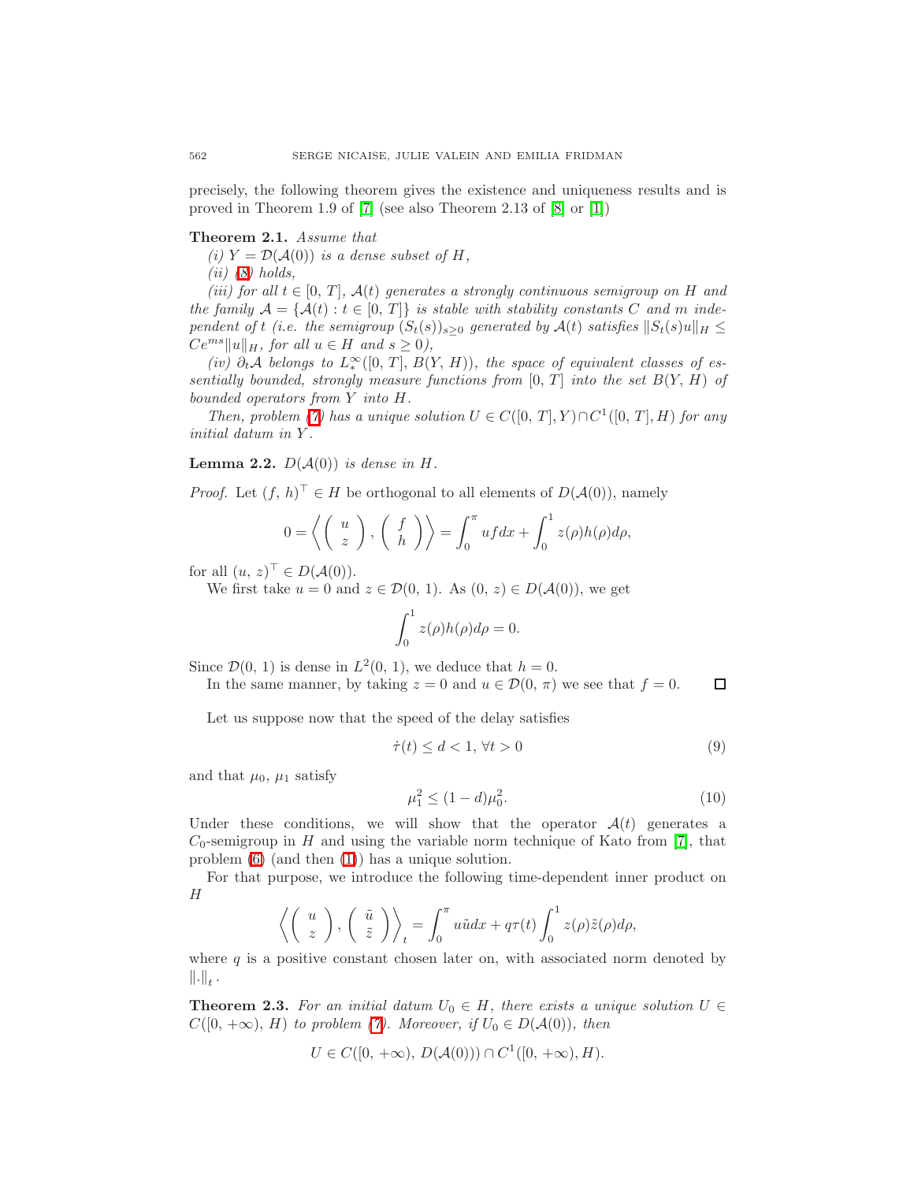precisely, the following theorem gives the existence and uniqueness results and is proved in Theorem 1.9 of [7] (see also Theorem 2.13 of [8] or [1])

**Theorem 2.1.** *Assume that*

*(i) $Y = \mathcal{D}(\mathcal{A}(0))$ is a dense subset of $H$,*

*(ii) (8) holds,*

*(iii) for all $t \in [0, T]$, $\mathcal{A}(t)$ generates a strongly continuous semigroup on $H$ and the family $\mathcal{A} = \{\mathcal{A}(t) : t \in [0, T]\}$ is stable with stability constants $C$ and $m$ independent of $t$ (i.e. the semigroup $(S_t(s))_{s\geq 0}$ generated by $\mathcal{A}(t)$ satisfies $\|S_t(s)u\|_H \leq Ce^{ms}\|u\|_H$, for all $u \in H$ and $s \geq 0$),*

*(iv) $\partial_t \mathcal{A}$ belongs to $L^\infty_*([0, T], B(Y, H))$, the space of equivalent classes of essentially bounded, strongly measure functions from $[0, T]$ into the set $B(Y, H)$ of bounded operators from $Y$ into $H$.*

*Then, problem (7) has a unique solution $U \in C([0, T], Y) \cap C^1([0, T], H)$ for any initial datum in $Y$.*

**Lemma 2.2.** *$D(\mathcal{A}(0))$ is dense in $H$.*

*Proof.* Let $(f, h)^\top \in H$ be orthogonal to all elements of $D(\mathcal{A}(0))$, namely

$$0 = \left\langle \begin{pmatrix} u \\ z \end{pmatrix}, \begin{pmatrix} f \\ h \end{pmatrix} \right\rangle = \int_0^\pi uf dx + \int_0^1 z(\rho)h(\rho)d\rho,$$

for all $(u, z)^\top \in D(\mathcal{A}(0))$.

We first take $u = 0$ and $z \in \mathcal{D}(0, 1)$. As $(0, z) \in D(\mathcal{A}(0))$, we get

$$\int_0^1 z(\rho)h(\rho)d\rho = 0.$$

Since $\mathcal{D}(0, 1)$ is dense in $L^2(0, 1)$, we deduce that $h = 0$.

In the same manner, by taking $z = 0$ and $u \in \mathcal{D}(0, \pi)$ we see that $f = 0$. ◻

Let us suppose now that the speed of the delay satisfies

$$\dot{\tau}(t) \leq d < 1, \; \forall t > 0 \tag{9}$$

and that $\mu_0$, $\mu_1$ satisfy

$$\mu_1^2 \leq (1-d)\mu_0^2. \tag{10}$$

Under these conditions, we will show that the operator $\mathcal{A}(t)$ generates a $C_0$-semigroup in $H$ and using the variable norm technique of Kato from [7], that problem (6) (and then (1)) has a unique solution.

For that purpose, we introduce the following time-dependent inner product on $H$

$$\left\langle \begin{pmatrix} u \\ z \end{pmatrix}, \begin{pmatrix} \tilde{u} \\ \tilde{z} \end{pmatrix} \right\rangle_t = \int_0^\pi u\tilde{u}dx + q\tau(t)\int_0^1 z(\rho)\tilde{z}(\rho)d\rho,$$

where $q$ is a positive constant chosen later on, with associated norm denoted by $\|.\|_t$.

**Theorem 2.3.** *For an initial datum $U_0 \in H$, there exists a unique solution $U \in C([0, +\infty), H)$ to problem (7). Moreover, if $U_0 \in D(\mathcal{A}(0))$, then*

$$U \in C([0, +\infty), D(\mathcal{A}(0))) \cap C^1([0, +\infty), H).$$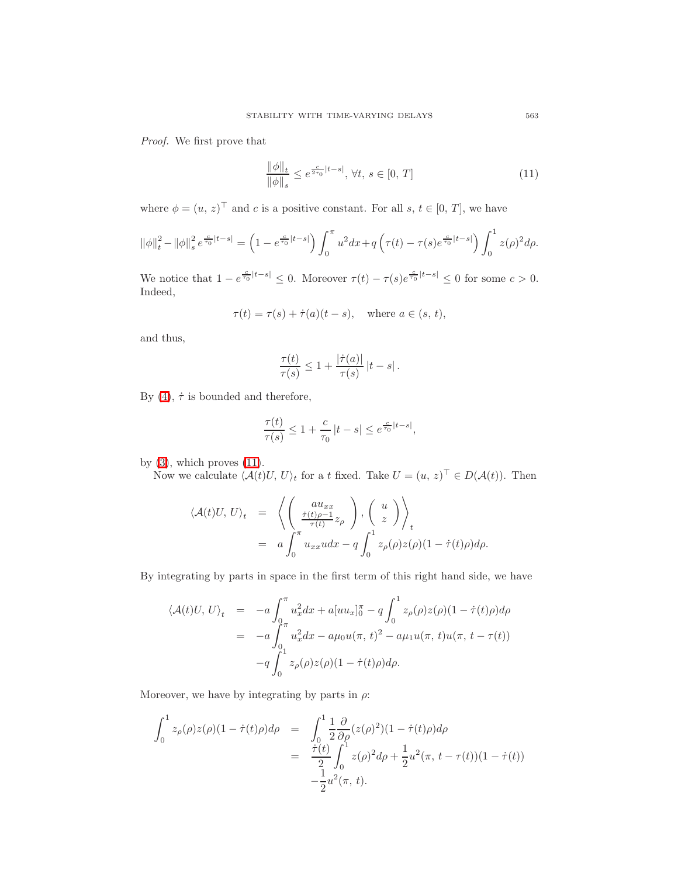*Proof.* We first prove that

$$\frac{\|\phi\|_t}{\|\phi\|_s} \le e^{\frac{c}{2\tau_0}|t-s|},\ \forall t,\ s \in [0,\ T] \tag{11}$$

where $\phi = (u,\ z)^\top$ and $c$ is a positive constant. For all $s,\ t \in [0,\ T]$, we have

$$\|\phi\|_t^2 - \|\phi\|_s^2 e^{\frac{c}{\tau_0}|t-s|} = \left(1 - e^{\frac{c}{\tau_0}|t-s|}\right)\int_0^\pi u^2 dx + q\left(\tau(t) - \tau(s)e^{\frac{c}{\tau_0}|t-s|}\right)\int_0^1 z(\rho)^2 d\rho.$$

We notice that $1 - e^{\frac{c}{\tau_0}|t-s|} \le 0$. Moreover $\tau(t) - \tau(s)e^{\frac{c}{\tau_0}|t-s|} \le 0$ for some $c > 0$. Indeed,

$$\tau(t) = \tau(s) + \dot\tau(a)(t-s), \quad \text{where } a \in (s,\ t),$$

and thus,

$$\frac{\tau(t)}{\tau(s)} \le 1 + \frac{|\dot\tau(a)|}{\tau(s)}\,|t-s|\,.$$

By (4), $\dot\tau$ is bounded and therefore,

$$\frac{\tau(t)}{\tau(s)} \le 1 + \frac{c}{\tau_0}\,|t-s| \le e^{\frac{c}{\tau_0}|t-s|},$$

by (3), which proves (11).

Now we calculate $\langle \mathcal{A}(t)U,\ U\rangle_t$ for a $t$ fixed. Take $U = (u,\ z)^\top \in D(\mathcal{A}(t))$. Then

$$\begin{aligned}
\langle \mathcal{A}(t)U,\ U\rangle_t &= \left\langle \begin{pmatrix} a u_{xx} \\ \frac{\dot\tau(t)\rho - 1}{\tau(t)} z_\rho \end{pmatrix}, \begin{pmatrix} u \\ z \end{pmatrix} \right\rangle_t \\
&= a\int_0^\pi u_{xx} u\, dx - q\int_0^1 z_\rho(\rho) z(\rho)(1 - \dot\tau(t)\rho)\, d\rho.
\end{aligned}$$

By integrating by parts in space in the first term of this right hand side, we have

$$\begin{aligned}
\langle \mathcal{A}(t)U,\ U\rangle_t &= -a\int_0^\pi u_x^2 dx + a[u u_x]_0^\pi - q\int_0^1 z_\rho(\rho) z(\rho)(1-\dot\tau(t)\rho)\, d\rho \\
&= -a\int_0^\pi u_x^2 dx - a\mu_0 u(\pi,\ t)^2 - a\mu_1 u(\pi,\ t) u(\pi,\ t-\tau(t)) \\
&\quad -q\int_0^1 z_\rho(\rho) z(\rho)(1-\dot\tau(t)\rho)\, d\rho.
\end{aligned}$$

Moreover, we have by integrating by parts in $\rho$:

$$\begin{aligned}
\int_0^1 z_\rho(\rho) z(\rho)(1-\dot\tau(t)\rho)\, d\rho &= \int_0^1 \frac{1}{2}\frac{\partial}{\partial\rho}(z(\rho)^2)(1-\dot\tau(t)\rho)\, d\rho \\
&= \frac{\dot\tau(t)}{2}\int_0^1 z(\rho)^2 d\rho + \frac{1}{2}u^2(\pi,\ t-\tau(t))(1-\dot\tau(t)) \\
&\quad -\frac{1}{2}u^2(\pi,\ t).
\end{aligned}$$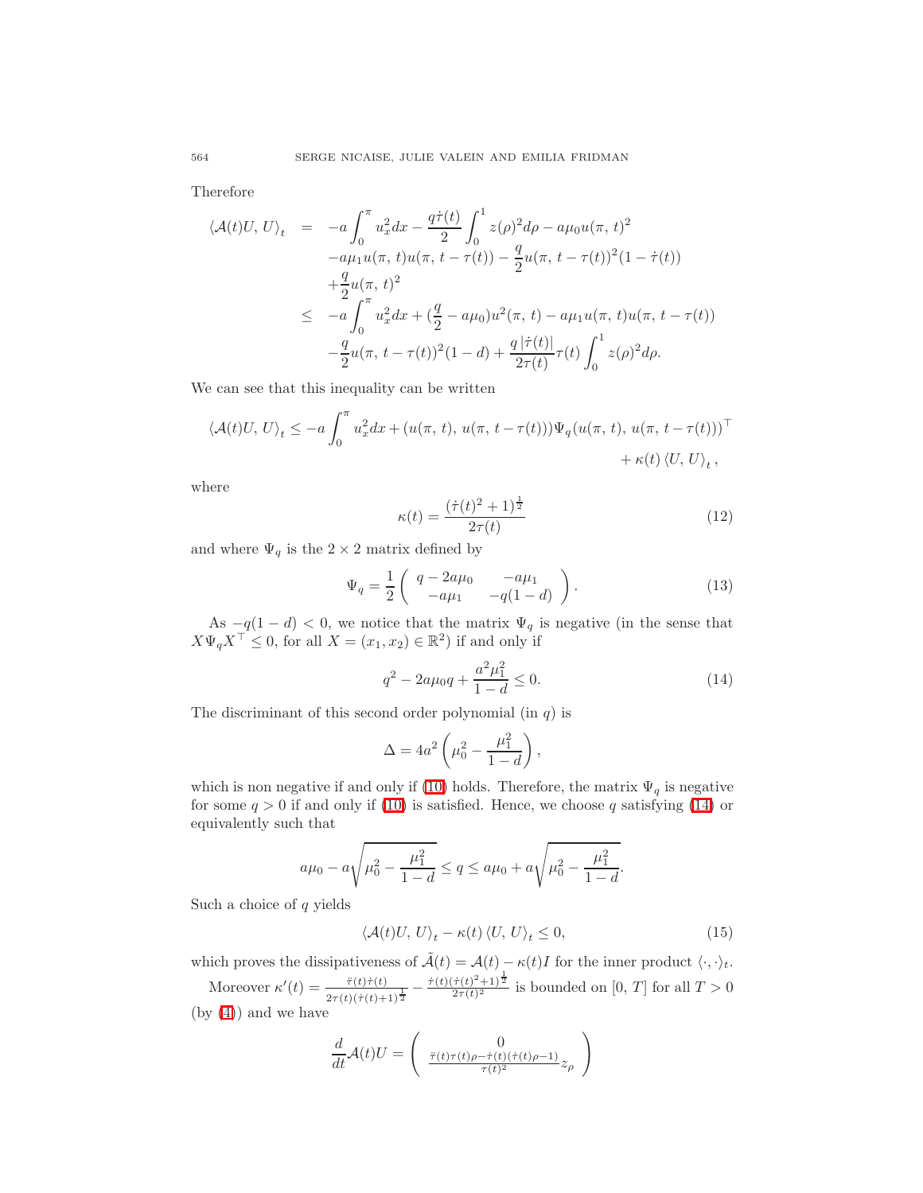Therefore

$$
\begin{aligned}
\langle \mathcal{A}(t)U,\, U\rangle_t &= -a\int_0^\pi u_x^2 dx - \frac{q\dot\tau(t)}{2}\int_0^1 z(\rho)^2 d\rho - a\mu_0 u(\pi,\, t)^2 \\
&\quad - a\mu_1 u(\pi,\, t)u(\pi,\, t-\tau(t)) - \frac{q}{2}u(\pi,\, t-\tau(t))^2(1-\dot\tau(t)) \\
&\quad + \frac{q}{2}u(\pi,\, t)^2 \\
&\leq -a\int_0^\pi u_x^2 dx + (\frac{q}{2} - a\mu_0)u^2(\pi,\, t) - a\mu_1 u(\pi,\, t)u(\pi,\, t-\tau(t)) \\
&\quad - \frac{q}{2}u(\pi,\, t-\tau(t))^2(1-d) + \frac{q\,|\dot\tau(t)|}{2\tau(t)}\tau(t)\int_0^1 z(\rho)^2 d\rho.
\end{aligned}
$$

We can see that this inequality can be written

$$
\langle \mathcal{A}(t)U,\, U\rangle_t \leq -a\int_0^\pi u_x^2 dx + (u(\pi,\, t),\, u(\pi,\, t-\tau(t)))\Psi_q(u(\pi,\, t),\, u(\pi,\, t-\tau(t)))^\top + \kappa(t)\,\langle U,\, U\rangle_t\,,
$$

where

$$
\kappa(t) = \frac{(\dot\tau(t)^2+1)^{\frac{1}{2}}}{2\tau(t)} \tag{12}
$$

and where $\Psi_q$ is the $2\times 2$ matrix defined by

$$
\Psi_q = \frac{1}{2}\begin{pmatrix} q-2a\mu_0 & -a\mu_1 \\ -a\mu_1 & -q(1-d) \end{pmatrix}. \tag{13}
$$

As $-q(1-d) < 0$, we notice that the matrix $\Psi_q$ is negative (in the sense that $X\Psi_q X^\top \leq 0$, for all $X = (x_1, x_2) \in \mathbb{R}^2$) if and only if

$$
q^2 - 2a\mu_0 q + \frac{a^2\mu_1^2}{1-d} \leq 0. \tag{14}
$$

The discriminant of this second order polynomial (in $q$) is

$$
\Delta = 4a^2\left(\mu_0^2 - \frac{\mu_1^2}{1-d}\right),
$$

which is non negative if and only if (10) holds. Therefore, the matrix $\Psi_q$ is negative for some $q > 0$ if and only if (10) is satisfied. Hence, we choose $q$ satisfying (14) or equivalently such that

$$
a\mu_0 - a\sqrt{\mu_0^2 - \frac{\mu_1^2}{1-d}} \leq q \leq a\mu_0 + a\sqrt{\mu_0^2 - \frac{\mu_1^2}{1-d}}.
$$

Such a choice of $q$ yields

$$
\langle \mathcal{A}(t)U,\, U\rangle_t - \kappa(t)\,\langle U,\, U\rangle_t \leq 0, \tag{15}
$$

which proves the dissipativeness of $\tilde{\mathcal{A}}(t) = \mathcal{A}(t) - \kappa(t)I$ for the inner product $\langle\cdot,\cdot\rangle_t$.

Moreover $\kappa'(t) = \frac{\ddot\tau(t)\dot\tau(t)}{2\tau(t)(\dot\tau(t)+1)^{\frac{1}{2}}} - \frac{\dot\tau(t)(\dot\tau(t)^2+1)^{\frac{1}{2}}}{2\tau(t)^2}$ is bounded on $[0,\, T]$ for all $T > 0$ (by (4)) and we have

$$
\frac{d}{dt}\mathcal{A}(t)U = \begin{pmatrix} 0 \\ \frac{\ddot\tau(t)\tau(t)\rho - \dot\tau(t)(\dot\tau(t)\rho - 1)}{\tau(t)^2} z_\rho \end{pmatrix}
$$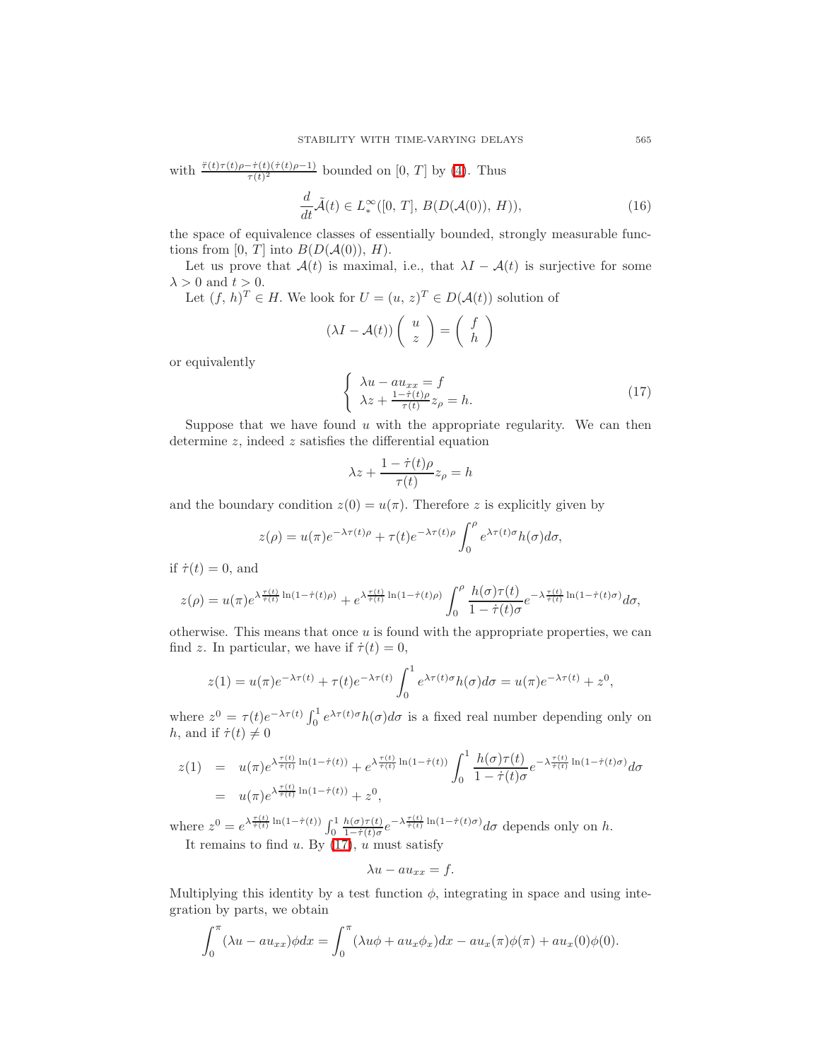with $\frac{\ddot{\tau}(t)\tau(t)\rho - \dot{\tau}(t)(\dot{\tau}(t)\rho - 1)}{\tau(t)^2}$ bounded on $[0,\, T]$ by (4). Thus

$$\frac{d}{dt}\tilde{\mathcal{A}}(t) \in L^{\infty}_{*}([0,\, T],\, B(D(\mathcal{A}(0)),\, H)), \tag{16}$$

the space of equivalence classes of essentially bounded, strongly measurable functions from $[0,\, T]$ into $B(D(\mathcal{A}(0)),\, H)$.

Let us prove that $\mathcal{A}(t)$ is maximal, i.e., that $\lambda I - \mathcal{A}(t)$ is surjective for some $\lambda > 0$ and $t > 0$.

Let $(f,\, h)^T \in H$. We look for $U = (u,\, z)^T \in D(\mathcal{A}(t))$ solution of

$$(\lambda I - \mathcal{A}(t)) \begin{pmatrix} u \\ z \end{pmatrix} = \begin{pmatrix} f \\ h \end{pmatrix}$$

or equivalently

$$\begin{cases} \lambda u - a u_{xx} = f \\ \lambda z + \frac{1-\dot{\tau}(t)\rho}{\tau(t)} z_\rho = h. \end{cases} \tag{17}$$

Suppose that we have found $u$ with the appropriate regularity. We can then determine $z$, indeed $z$ satisfies the differential equation

$$\lambda z + \frac{1-\dot{\tau}(t)\rho}{\tau(t)} z_\rho = h$$

and the boundary condition $z(0) = u(\pi)$. Therefore $z$ is explicitly given by

$$z(\rho) = u(\pi) e^{-\lambda \tau(t)\rho} + \tau(t) e^{-\lambda\tau(t)\rho} \int_0^\rho e^{\lambda\tau(t)\sigma} h(\sigma) d\sigma,$$

if $\dot{\tau}(t) = 0$, and

$$z(\rho) = u(\pi) e^{\lambda \frac{\tau(t)}{\dot{\tau}(t)} \ln(1-\dot{\tau}(t)\rho)} + e^{\lambda \frac{\tau(t)}{\dot{\tau}(t)} \ln(1-\dot{\tau}(t)\rho)} \int_0^\rho \frac{h(\sigma)\tau(t)}{1-\dot{\tau}(t)\sigma} e^{-\lambda \frac{\tau(t)}{\dot{\tau}(t)} \ln(1-\dot{\tau}(t)\sigma)} d\sigma,$$

otherwise. This means that once $u$ is found with the appropriate properties, we can find $z$. In particular, we have if $\dot{\tau}(t) = 0$,

$$z(1) = u(\pi) e^{-\lambda\tau(t)} + \tau(t) e^{-\lambda\tau(t)} \int_0^1 e^{\lambda\tau(t)\sigma} h(\sigma) d\sigma = u(\pi) e^{-\lambda\tau(t)} + z^0,$$

where $z^0 = \tau(t) e^{-\lambda\tau(t)} \int_0^1 e^{\lambda\tau(t)\sigma} h(\sigma) d\sigma$ is a fixed real number depending only on $h$, and if $\dot{\tau}(t) \neq 0$

$$\begin{aligned} z(1) &= u(\pi) e^{\lambda \frac{\tau(t)}{\dot{\tau}(t)} \ln(1-\dot{\tau}(t))} + e^{\lambda \frac{\tau(t)}{\dot{\tau}(t)} \ln(1-\dot{\tau}(t))} \int_0^1 \frac{h(\sigma)\tau(t)}{1-\dot{\tau}(t)\sigma} e^{-\lambda \frac{\tau(t)}{\dot{\tau}(t)} \ln(1-\dot{\tau}(t)\sigma)} d\sigma \\ &= u(\pi) e^{\lambda \frac{\tau(t)}{\dot{\tau}(t)} \ln(1-\dot{\tau}(t))} + z^0, \end{aligned}$$

where $z^0 = e^{\lambda \frac{\tau(t)}{\dot{\tau}(t)} \ln(1-\dot{\tau}(t))} \int_0^1 \frac{h(\sigma)\tau(t)}{1-\dot{\tau}(t)\sigma} e^{-\lambda \frac{\tau(t)}{\dot{\tau}(t)} \ln(1-\dot{\tau}(t)\sigma)} d\sigma$ depends only on $h$.

It remains to find $u$. By (17), $u$ must satisfy

$$\lambda u - a u_{xx} = f.$$

Multiplying this identity by a test function $\phi$, integrating in space and using integration by parts, we obtain

$$\int_0^\pi (\lambda u - a u_{xx})\phi dx = \int_0^\pi (\lambda u \phi + a u_x \phi_x) dx - a u_x(\pi)\phi(\pi) + a u_x(0)\phi(0).$$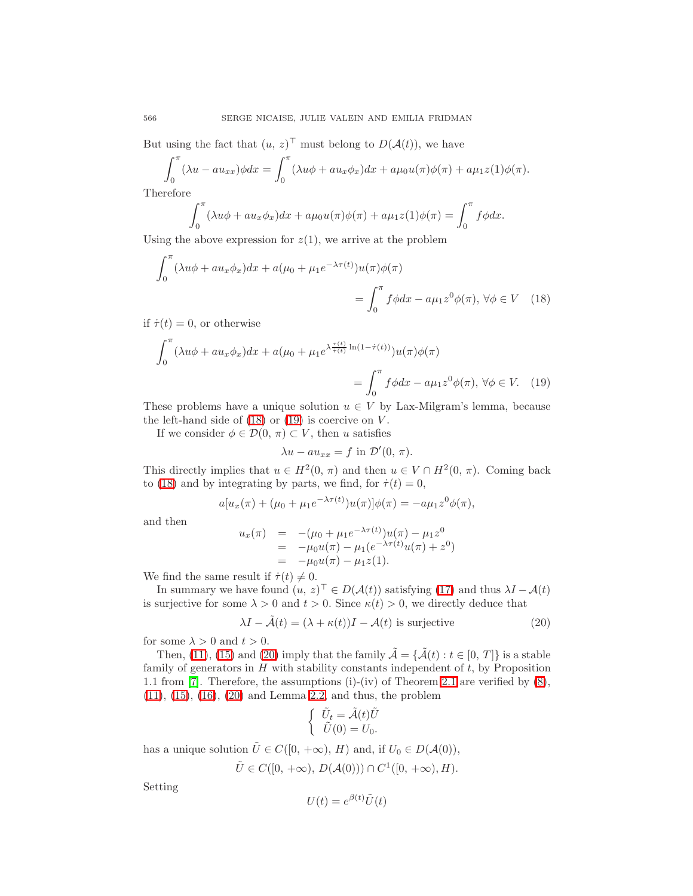But using the fact that $(u,\, z)^\top$ must belong to $D(\mathcal{A}(t))$, we have

$$\int_0^\pi (\lambda u - a u_{xx})\phi dx = \int_0^\pi (\lambda u\phi + a u_x \phi_x)dx + a\mu_0 u(\pi)\phi(\pi) + a\mu_1 z(1)\phi(\pi).$$

Therefore

$$\int_0^\pi (\lambda u\phi + a u_x\phi_x)dx + a\mu_0 u(\pi)\phi(\pi) + a\mu_1 z(1)\phi(\pi) = \int_0^\pi f\phi dx.$$

Using the above expression for $z(1)$, we arrive at the problem

$$\int_0^\pi (\lambda u\phi + a u_x\phi_x)dx + a(\mu_0 + \mu_1 e^{-\lambda\tau(t)})u(\pi)\phi(\pi) = \int_0^\pi f\phi dx - a\mu_1 z^0\phi(\pi),\ \forall \phi \in V \quad (18)$$

if $\dot{\tau}(t) = 0$, or otherwise

$$\int_0^\pi (\lambda u\phi + a u_x\phi_x)dx + a(\mu_0 + \mu_1 e^{\lambda\frac{\tau(t)}{\dot{\tau}(t)}\ln(1-\dot{\tau}(t))})u(\pi)\phi(\pi) = \int_0^\pi f\phi dx - a\mu_1 z^0\phi(\pi),\ \forall \phi \in V. \quad (19)$$

These problems have a unique solution $u \in V$ by Lax-Milgram's lemma, because the left-hand side of (18) or (19) is coercive on $V$.

If we consider $\phi \in \mathcal{D}(0,\, \pi) \subset V$, then $u$ satisfies

$$\lambda u - a u_{xx} = f \text{ in } \mathcal{D}'(0,\, \pi).$$

This directly implies that $u \in H^2(0,\, \pi)$ and then $u \in V \cap H^2(0,\, \pi)$. Coming back to (18) and by integrating by parts, we find, for $\dot{\tau}(t) = 0$,

$$a[u_x(\pi) + (\mu_0 + \mu_1 e^{-\lambda\tau(t)})u(\pi)]\phi(\pi) = -a\mu_1 z^0\phi(\pi),$$

and then

$$\begin{aligned} u_x(\pi) &= -(\mu_0 + \mu_1 e^{-\lambda\tau(t)})u(\pi) - \mu_1 z^0 \\ &= -\mu_0 u(\pi) - \mu_1(e^{-\lambda\tau(t)}u(\pi) + z^0) \\ &= -\mu_0 u(\pi) - \mu_1 z(1). \end{aligned}$$

We find the same result if $\dot{\tau}(t) \neq 0$.

In summary we have found $(u,\, z)^\top \in D(\mathcal{A}(t))$ satisfying (17) and thus $\lambda I - \mathcal{A}(t)$ is surjective for some $\lambda > 0$ and $t > 0$. Since $\kappa(t) > 0$, we directly deduce that

$$\lambda I - \tilde{\mathcal{A}}(t) = (\lambda + \kappa(t))I - \mathcal{A}(t) \text{ is surjective} \quad (20)$$

for some $\lambda > 0$ and $t > 0$.

Then, (11), (15) and (20) imply that the family $\tilde{\mathcal{A}} = \{\tilde{\mathcal{A}}(t) : t \in [0,\, T]\}$ is a stable family of generators in $H$ with stability constants independent of $t$, by Proposition 1.1 from [7]. Therefore, the assumptions (i)-(iv) of Theorem 2.1 are verified by (8), (11), (15), (16), (20) and Lemma 2.2, and thus, the problem

$$\begin{cases} \tilde{U}_t = \tilde{\mathcal{A}}(t)\tilde{U} \\ \tilde{U}(0) = U_0. \end{cases}$$

has a unique solution $\tilde{U} \in C([0,\, +\infty),\, H)$ and, if $U_0 \in D(\mathcal{A}(0))$,

$$\tilde{U} \in C([0,\, +\infty),\, D(\mathcal{A}(0))) \cap C^1([0,\, +\infty), H).$$

Setting

$$U(t) = e^{\beta(t)}\tilde{U}(t)$$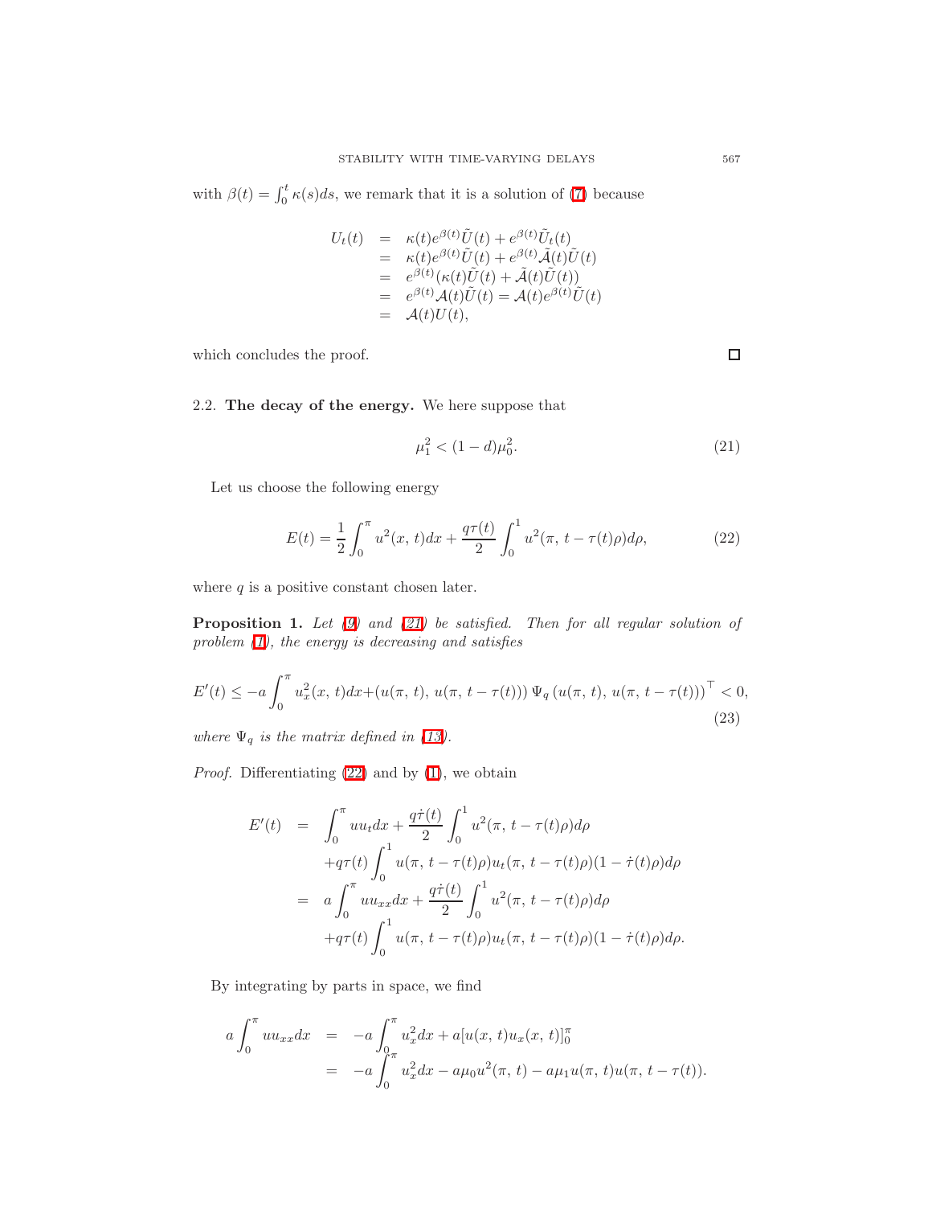with $\beta(t) = \int_0^t \kappa(s)ds$, we remark that it is a solution of (7) because

$$
\begin{array}{rcl}
U_t(t) & = & \kappa(t)e^{\beta(t)}\tilde{U}(t) + e^{\beta(t)}\tilde{U}_t(t) \\
& = & \kappa(t)e^{\beta(t)}\tilde{U}(t) + e^{\beta(t)}\tilde{\mathcal{A}}(t)\tilde{U}(t) \\
& = & e^{\beta(t)}(\kappa(t)\tilde{U}(t) + \tilde{\mathcal{A}}(t)\tilde{U}(t)) \\
& = & e^{\beta(t)}\mathcal{A}(t)\tilde{U}(t) = \mathcal{A}(t)e^{\beta(t)}\tilde{U}(t) \\
& = & \mathcal{A}(t)U(t),
\end{array}
$$

which concludes the proof. □

### 2.2. **The decay of the energy.**

We here suppose that

$$
\mu_1^2 < (1-d)\mu_0^2. \tag{21}
$$

Let us choose the following energy

$$
E(t) = \frac{1}{2}\int_0^\pi u^2(x,\, t)dx + \frac{q\tau(t)}{2}\int_0^1 u^2(\pi,\, t-\tau(t)\rho)d\rho, \tag{22}
$$

where $q$ is a positive constant chosen later.

**Proposition 1.** *Let (9) and (21) be satisfied. Then for all regular solution of problem (1), the energy is decreasing and satisfies*

$$
E'(t) \le -a\int_0^\pi u_x^2(x,\, t)dx + (u(\pi,\, t),\, u(\pi,\, t-\tau(t)))\,\Psi_q\,(u(\pi,\, t),\, u(\pi,\, t-\tau(t)))^\top < 0, \tag{23}
$$

*where $\Psi_q$ is the matrix defined in (13).*

*Proof.* Differentiating (22) and by (1), we obtain

$$
\begin{array}{rcl}
E'(t) & = & \displaystyle\int_0^\pi uu_t dx + \frac{q\dot{\tau}(t)}{2}\int_0^1 u^2(\pi,\, t-\tau(t)\rho)d\rho \\
& & \displaystyle +q\tau(t)\int_0^1 u(\pi,\, t-\tau(t)\rho)u_t(\pi,\, t-\tau(t)\rho)(1-\dot{\tau}(t)\rho)d\rho \\
& = & \displaystyle a\int_0^\pi uu_{xx} dx + \frac{q\dot{\tau}(t)}{2}\int_0^1 u^2(\pi,\, t-\tau(t)\rho)d\rho \\
& & \displaystyle +q\tau(t)\int_0^1 u(\pi,\, t-\tau(t)\rho)u_t(\pi,\, t-\tau(t)\rho)(1-\dot{\tau}(t)\rho)d\rho.
\end{array}
$$

By integrating by parts in space, we find

$$
\begin{array}{rcl}
\displaystyle a\int_0^\pi uu_{xx}dx & = & \displaystyle -a\int_0^\pi u_x^2 dx + a[u(x,\, t)u_x(x,\, t)]_0^\pi \\
& = & \displaystyle -a\int_0^\pi u_x^2 dx - a\mu_0 u^2(\pi,\, t) - a\mu_1 u(\pi,\, t)u(\pi,\, t-\tau(t)).
\end{array}
$$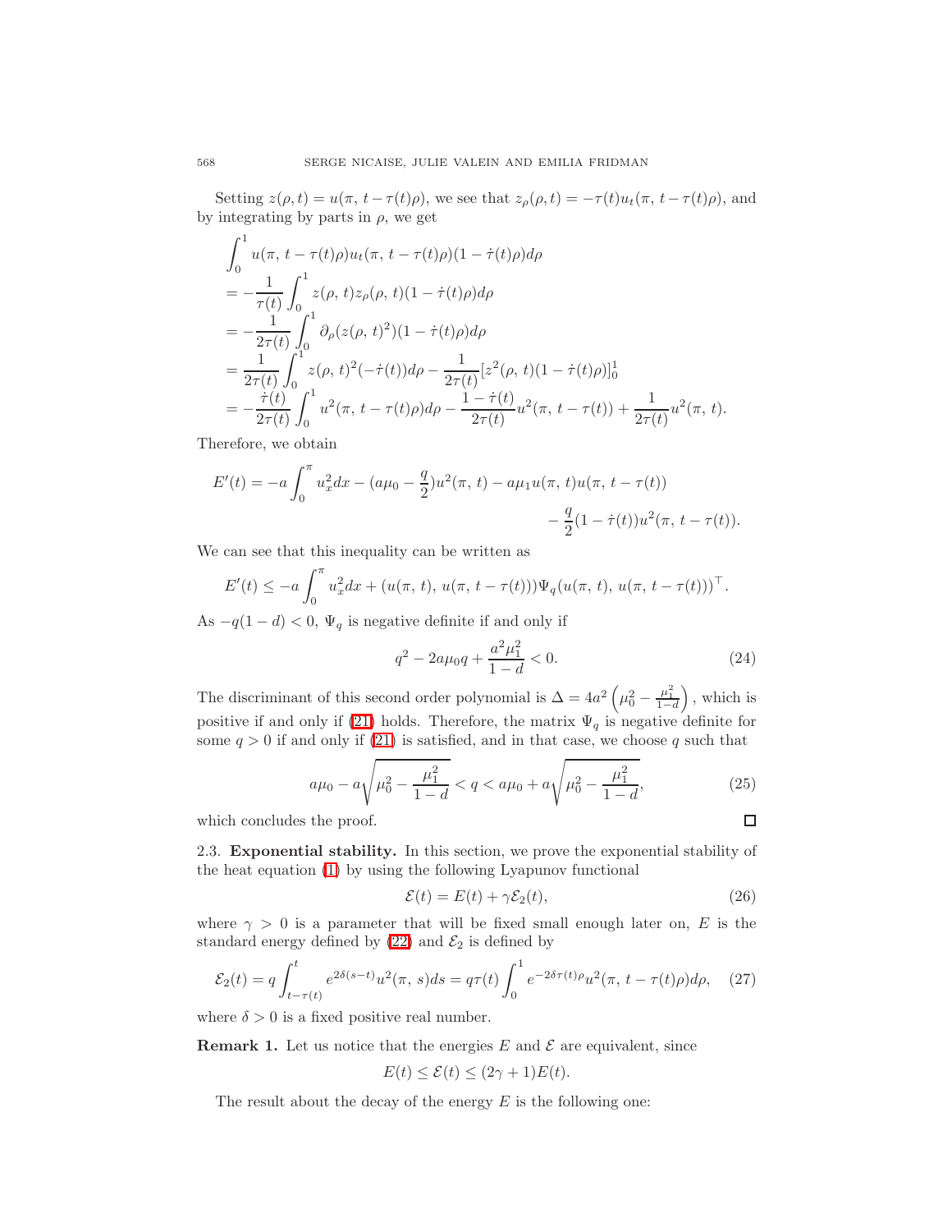Setting $z(\rho, t) = u(\pi,\, t - \tau(t)\rho)$, we see that $z_\rho(\rho, t) = -\tau(t) u_t(\pi,\, t-\tau(t)\rho)$, and by integrating by parts in $\rho$, we get

$$
\begin{aligned}
&\int_0^1 u(\pi,\, t-\tau(t)\rho) u_t(\pi,\, t-\tau(t)\rho)(1-\dot{\tau}(t)\rho) d\rho \\
&= -\frac{1}{\tau(t)} \int_0^1 z(\rho,\, t) z_\rho(\rho,\, t)(1-\dot{\tau}(t)\rho) d\rho \\
&= -\frac{1}{2\tau(t)} \int_0^1 \partial_\rho (z(\rho,\, t)^2)(1-\dot{\tau}(t)\rho) d\rho \\
&= \frac{1}{2\tau(t)} \int_0^1 z(\rho,\, t)^2 (-\dot{\tau}(t)) d\rho - \frac{1}{2\tau(t)} [z^2(\rho,\, t)(1-\dot{\tau}(t)\rho)]_0^1 \\
&= -\frac{\dot{\tau}(t)}{2\tau(t)} \int_0^1 u^2(\pi,\, t-\tau(t)\rho) d\rho - \frac{1-\dot{\tau}(t)}{2\tau(t)} u^2(\pi,\, t-\tau(t)) + \frac{1}{2\tau(t)} u^2(\pi,\, t).
\end{aligned}
$$

Therefore, we obtain

$$
E'(t) = -a \int_0^\pi u_x^2 dx - (a\mu_0 - \frac{q}{2}) u^2(\pi,\, t) - a\mu_1 u(\pi,\, t) u(\pi,\, t-\tau(t)) - \frac{q}{2}(1-\dot{\tau}(t)) u^2(\pi,\, t-\tau(t)).
$$

We can see that this inequality can be written as

$$
E'(t) \le -a \int_0^\pi u_x^2 dx + (u(\pi,\, t),\, u(\pi,\, t-\tau(t))) \Psi_q (u(\pi,\, t),\, u(\pi,\, t-\tau(t)))^\top.
$$

As $-q(1-d) < 0$, $\Psi_q$ is negative definite if and only if

$$
q^2 - 2a\mu_0 q + \frac{a^2\mu_1^2}{1-d} < 0. \tag{24}
$$

The discriminant of this second order polynomial is $\Delta = 4a^2\left(\mu_0^2 - \frac{\mu_1^2}{1-d}\right)$, which is positive if and only if (21) holds. Therefore, the matrix $\Psi_q$ is negative definite for some $q > 0$ if and only if (21) is satisfied, and in that case, we choose $q$ such that

$$
a\mu_0 - a\sqrt{\mu_0^2 - \frac{\mu_1^2}{1-d}} < q < a\mu_0 + a\sqrt{\mu_0^2 - \frac{\mu_1^2}{1-d}}, \tag{25}
$$

which concludes the proof. □

### 2.3. Exponential stability.

In this section, we prove the exponential stability of the heat equation (1) by using the following Lyapunov functional

$$
\mathcal{E}(t) = E(t) + \gamma \mathcal{E}_2(t), \tag{26}
$$

where $\gamma > 0$ is a parameter that will be fixed small enough later on, $E$ is the standard energy defined by (22) and $\mathcal{E}_2$ is defined by

$$
\mathcal{E}_2(t) = q \int_{t-\tau(t)}^t e^{2\delta(s-t)} u^2(\pi,\, s) ds = q\tau(t) \int_0^1 e^{-2\delta\tau(t)\rho} u^2(\pi,\, t-\tau(t)\rho) d\rho, \tag{27}
$$

where $\delta > 0$ is a fixed positive real number.

**Remark 1.** Let us notice that the energies $E$ and $\mathcal{E}$ are equivalent, since

$$
E(t) \le \mathcal{E}(t) \le (2\gamma + 1) E(t).
$$

The result about the decay of the energy $E$ is the following one: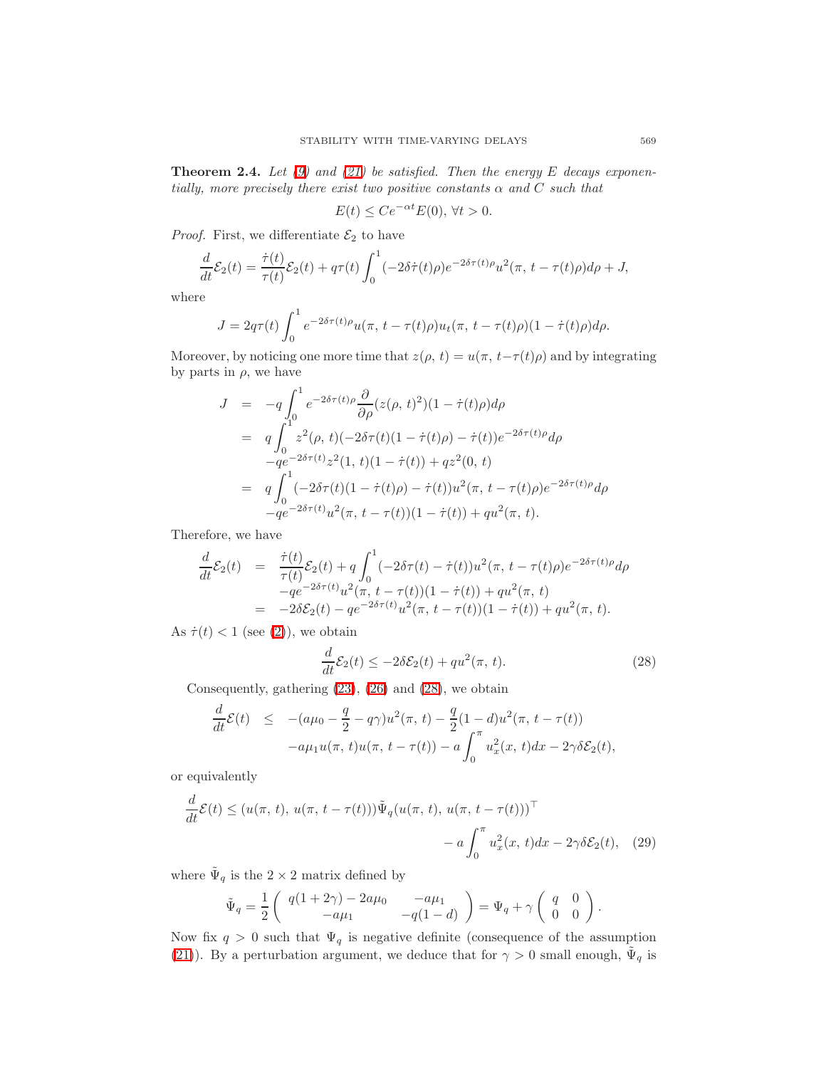**Theorem 2.4.** *Let (9) and (21) be satisfied. Then the energy $E$ decays exponentially, more precisely there exist two positive constants $\alpha$ and $C$ such that*

$$E(t) \leq Ce^{-\alpha t}E(0), \ \forall t > 0.$$

*Proof.* First, we differentiate $\mathcal{E}_2$ to have

$$\frac{d}{dt}\mathcal{E}_2(t) = \frac{\dot{\tau}(t)}{\tau(t)}\mathcal{E}_2(t) + q\tau(t)\int_0^1 (-2\delta\dot{\tau}(t)\rho)e^{-2\delta\tau(t)\rho}u^2(\pi,\, t-\tau(t)\rho)d\rho + J,$$

where

$$J = 2q\tau(t)\int_0^1 e^{-2\delta\tau(t)\rho}u(\pi,\, t-\tau(t)\rho)u_t(\pi,\, t-\tau(t)\rho)(1-\dot{\tau}(t)\rho)d\rho.$$

Moreover, by noticing one more time that $z(\rho,\, t) = u(\pi,\, t-\tau(t)\rho)$ and by integrating by parts in $\rho$, we have

$$\begin{aligned}
J &= -q\int_0^1 e^{-2\delta\tau(t)\rho}\frac{\partial}{\partial\rho}(z(\rho,\, t)^2)(1-\dot{\tau}(t)\rho)d\rho \\
&= q\int_0^1 z^2(\rho,\, t)(-2\delta\tau(t)(1-\dot{\tau}(t)\rho) - \dot{\tau}(t))e^{-2\delta\tau(t)\rho}d\rho \\
&\quad -qe^{-2\delta\tau(t)}z^2(1,\, t)(1-\dot{\tau}(t)) + qz^2(0,\, t) \\
&= q\int_0^1 (-2\delta\tau(t)(1-\dot{\tau}(t)\rho) - \dot{\tau}(t))u^2(\pi,\, t-\tau(t)\rho)e^{-2\delta\tau(t)\rho}d\rho \\
&\quad -qe^{-2\delta\tau(t)}u^2(\pi,\, t-\tau(t))(1-\dot{\tau}(t)) + qu^2(\pi,\, t).
\end{aligned}$$

Therefore, we have

$$\begin{aligned}
\frac{d}{dt}\mathcal{E}_2(t) &= \frac{\dot{\tau}(t)}{\tau(t)}\mathcal{E}_2(t) + q\int_0^1 (-2\delta\tau(t) - \dot{\tau}(t))u^2(\pi,\, t-\tau(t)\rho)e^{-2\delta\tau(t)\rho}d\rho \\
&\quad -qe^{-2\delta\tau(t)}u^2(\pi,\, t-\tau(t))(1-\dot{\tau}(t)) + qu^2(\pi,\, t) \\
&= -2\delta\mathcal{E}_2(t) - qe^{-2\delta\tau(t)}u^2(\pi,\, t-\tau(t))(1-\dot{\tau}(t)) + qu^2(\pi,\, t).
\end{aligned}$$

As $\dot{\tau}(t) < 1$ (see (2)), we obtain

$$\frac{d}{dt}\mathcal{E}_2(t) \leq -2\delta\mathcal{E}_2(t) + qu^2(\pi,\, t). \tag{28}$$

Consequently, gathering (23), (26) and (28), we obtain

$$\begin{aligned}
\frac{d}{dt}\mathcal{E}(t) &\leq -(a\mu_0 - \frac{q}{2} - q\gamma)u^2(\pi,\, t) - \frac{q}{2}(1-d)u^2(\pi,\, t-\tau(t)) \\
&\quad -a\mu_1 u(\pi,\, t)u(\pi,\, t-\tau(t)) - a\int_0^\pi u_x^2(x,\, t)dx - 2\gamma\delta\mathcal{E}_2(t),
\end{aligned}$$

or equivalently

$$\frac{d}{dt}\mathcal{E}(t) \leq (u(\pi,\, t),\, u(\pi,\, t-\tau(t)))\tilde{\Psi}_q(u(\pi,\, t),\, u(\pi,\, t-\tau(t)))^\top - a\int_0^\pi u_x^2(x,\, t)dx - 2\gamma\delta\mathcal{E}_2(t), \tag{29}$$

where $\tilde{\Psi}_q$ is the $2\times 2$ matrix defined by

$$\tilde{\Psi}_q = \frac{1}{2}\begin{pmatrix} q(1+2\gamma) - 2a\mu_0 & -a\mu_1 \\ -a\mu_1 & -q(1-d) \end{pmatrix} = \Psi_q + \gamma\begin{pmatrix} q & 0 \\ 0 & 0 \end{pmatrix}.$$

Now fix $q > 0$ such that $\Psi_q$ is negative definite (consequence of the assumption (21)). By a perturbation argument, we deduce that for $\gamma > 0$ small enough, $\tilde{\Psi}_q$ is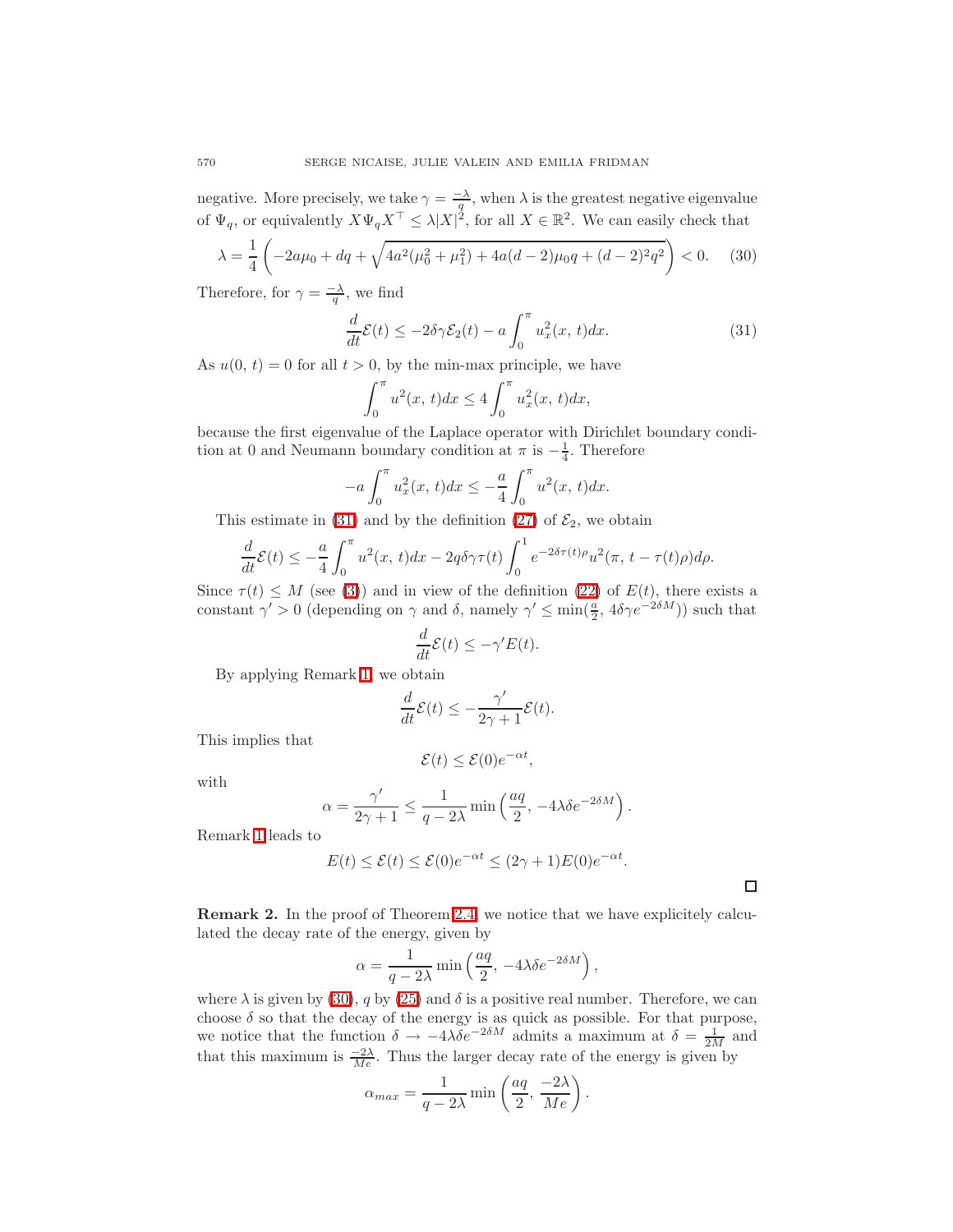negative. More precisely, we take $\gamma = \frac{-\lambda}{q}$, when $\lambda$ is the greatest negative eigenvalue of $\Psi_q$, or equivalently $X\Psi_q X^\top \leq \lambda |X|^2$, for all $X \in \mathbb{R}^2$. We can easily check that

$$\lambda = \frac{1}{4}\left(-2a\mu_0 + dq + \sqrt{4a^2(\mu_0^2 + \mu_1^2) + 4a(d-2)\mu_0 q + (d-2)^2 q^2}\right) < 0. \tag{30}$$

Therefore, for $\gamma = \frac{-\lambda}{q}$, we find

$$\frac{d}{dt}\mathcal{E}(t) \leq -2\delta\gamma\mathcal{E}_2(t) - a\int_0^\pi u_x^2(x,\,t)dx. \tag{31}$$

As $u(0,\,t) = 0$ for all $t > 0$, by the min-max principle, we have

$$\int_0^\pi u^2(x,\,t)dx \leq 4\int_0^\pi u_x^2(x,\,t)dx,$$

because the first eigenvalue of the Laplace operator with Dirichlet boundary condition at 0 and Neumann boundary condition at $\pi$ is $-\frac{1}{4}$. Therefore

$$-a\int_0^\pi u_x^2(x,\,t)dx \leq -\frac{a}{4}\int_0^\pi u^2(x,\,t)dx.$$

This estimate in (31) and by the definition (27) of $\mathcal{E}_2$, we obtain

$$\frac{d}{dt}\mathcal{E}(t) \leq -\frac{a}{4}\int_0^\pi u^2(x,\,t)dx - 2q\delta\gamma\tau(t)\int_0^1 e^{-2\delta\tau(t)\rho}u^2(\pi,\,t-\tau(t)\rho)d\rho.$$

Since $\tau(t) \leq M$ (see (3)) and in view of the definition (22) of $E(t)$, there exists a constant $\gamma' > 0$ (depending on $\gamma$ and $\delta$, namely $\gamma' \leq \min(\frac{a}{2},\, 4\delta\gamma e^{-2\delta M})$) such that

$$\frac{d}{dt}\mathcal{E}(t) \leq -\gamma' E(t).$$

By applying Remark 1, we obtain

$$\frac{d}{dt}\mathcal{E}(t) \leq -\frac{\gamma'}{2\gamma+1}\mathcal{E}(t).$$

This implies that

$$\mathcal{E}(t) \leq \mathcal{E}(0)e^{-\alpha t},$$

with

$$\alpha = \frac{\gamma'}{2\gamma+1} \leq \frac{1}{q-2\lambda}\min\left(\frac{aq}{2},\, -4\lambda\delta e^{-2\delta M}\right).$$

Remark 1 leads to

$$E(t) \leq \mathcal{E}(t) \leq \mathcal{E}(0)e^{-\alpha t} \leq (2\gamma+1)E(0)e^{-\alpha t}.$$

□

**Remark 2.** In the proof of Theorem 2.4, we notice that we have explicitely calculated the decay rate of the energy, given by

$$\alpha = \frac{1}{q-2\lambda}\min\left(\frac{aq}{2},\, -4\lambda\delta e^{-2\delta M}\right),$$

where $\lambda$ is given by (30), $q$ by (25) and $\delta$ is a positive real number. Therefore, we can choose $\delta$ so that the decay of the energy is as quick as possible. For that purpose, we notice that the function $\delta \to -4\lambda\delta e^{-2\delta M}$ admits a maximum at $\delta = \frac{1}{2M}$ and that this maximum is $\frac{-2\lambda}{Me}$. Thus the larger decay rate of the energy is given by

$$\alpha_{max} = \frac{1}{q-2\lambda}\min\left(\frac{aq}{2},\, \frac{-2\lambda}{Me}\right).$$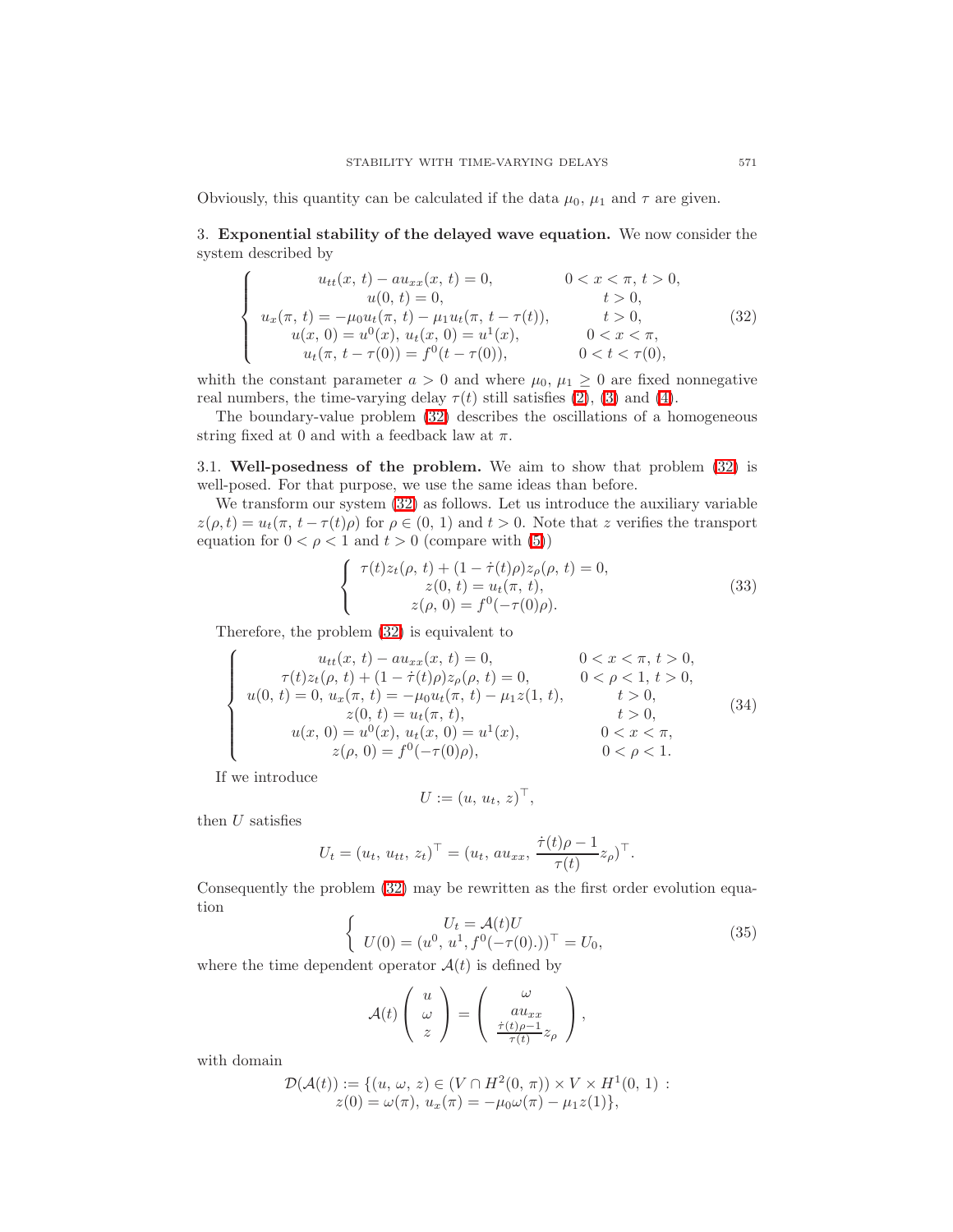Obviously, this quantity can be calculated if the data $\mu_0$, $\mu_1$ and $\tau$ are given.

## 3. Exponential stability of the delayed wave equation.

We now consider the system described by

$$
\begin{cases}
u_{tt}(x,\,t) - a u_{xx}(x,\,t) = 0, & 0 < x < \pi,\ t > 0,\\
u(0,\,t) = 0, & t > 0,\\
u_x(\pi,\,t) = -\mu_0 u_t(\pi,\,t) - \mu_1 u_t(\pi,\,t - \tau(t)), & t > 0,\\
u(x,\,0) = u^0(x),\ u_t(x,\,0) = u^1(x), & 0 < x < \pi,\\
u_t(\pi,\,t - \tau(0)) = f^0(t - \tau(0)), & 0 < t < \tau(0),
\end{cases}
\tag{32}
$$

whith the constant parameter $a > 0$ and where $\mu_0,\,\mu_1 \geq 0$ are fixed nonnegative real numbers, the time-varying delay $\tau(t)$ still satisfies (2), (3) and (4).

The boundary-value problem (32) describes the oscillations of a homogeneous string fixed at 0 and with a feedback law at $\pi$.

### 3.1. Well-posedness of the problem.

We aim to show that problem (32) is well-posed. For that purpose, we use the same ideas than before.

We transform our system (32) as follows. Let us introduce the auxiliary variable $z(\rho, t) = u_t(\pi,\,t - \tau(t)\rho)$ for $\rho \in (0,\,1)$ and $t > 0$. Note that $z$ verifies the transport equation for $0 < \rho < 1$ and $t > 0$ (compare with (5))

$$
\begin{cases}
\tau(t) z_t(\rho,\,t) + (1 - \dot{\tau}(t)\rho) z_\rho(\rho,\,t) = 0,\\
z(0,\,t) = u_t(\pi,\,t),\\
z(\rho,\,0) = f^0(-\tau(0)\rho).
\end{cases}
\tag{33}
$$

Therefore, the problem (32) is equivalent to

$$
\begin{cases}
u_{tt}(x,\,t) - a u_{xx}(x,\,t) = 0, & 0 < x < \pi,\ t > 0,\\
\tau(t) z_t(\rho,\,t) + (1 - \dot{\tau}(t)\rho) z_\rho(\rho,\,t) = 0, & 0 < \rho < 1,\ t > 0,\\
u(0,\,t) = 0,\ u_x(\pi,\,t) = -\mu_0 u_t(\pi,\,t) - \mu_1 z(1,\,t), & t > 0,\\
z(0,\,t) = u_t(\pi,\,t), & t > 0,\\
u(x,\,0) = u^0(x),\ u_t(x,\,0) = u^1(x), & 0 < x < \pi,\\
z(\rho,\,0) = f^0(-\tau(0)\rho), & 0 < \rho < 1.
\end{cases}
\tag{34}
$$

If we introduce

$$
U := (u,\,u_t,\,z)^\top,
$$

then $U$ satisfies

$$
U_t = (u_t,\,u_{tt},\,z_t)^\top = (u_t,\,a u_{xx},\,\frac{\dot{\tau}(t)\rho - 1}{\tau(t)} z_\rho)^\top.
$$

Consequently the problem (32) may be rewritten as the first order evolution equation

$$
\begin{cases}
U_t = \mathcal{A}(t) U\\
U(0) = (u^0,\,u^1,\,f^0(-\tau(0).))^\top = U_0,
\end{cases}
\tag{35}
$$

where the time dependent operator $\mathcal{A}(t)$ is defined by

$$
\mathcal{A}(t) \begin{pmatrix} u \\ \omega \\ z \end{pmatrix} = \begin{pmatrix} \omega \\ a u_{xx} \\ \frac{\dot{\tau}(t)\rho - 1}{\tau(t)} z_\rho \end{pmatrix},
$$

with domain

$$
\mathcal{D}(\mathcal{A}(t)) := \{(u,\,\omega,\,z) \in (V \cap H^2(0,\,\pi)) \times V \times H^1(0,\,1) :
z(0) = \omega(\pi),\ u_x(\pi) = -\mu_0 \omega(\pi) - \mu_1 z(1)\},
$$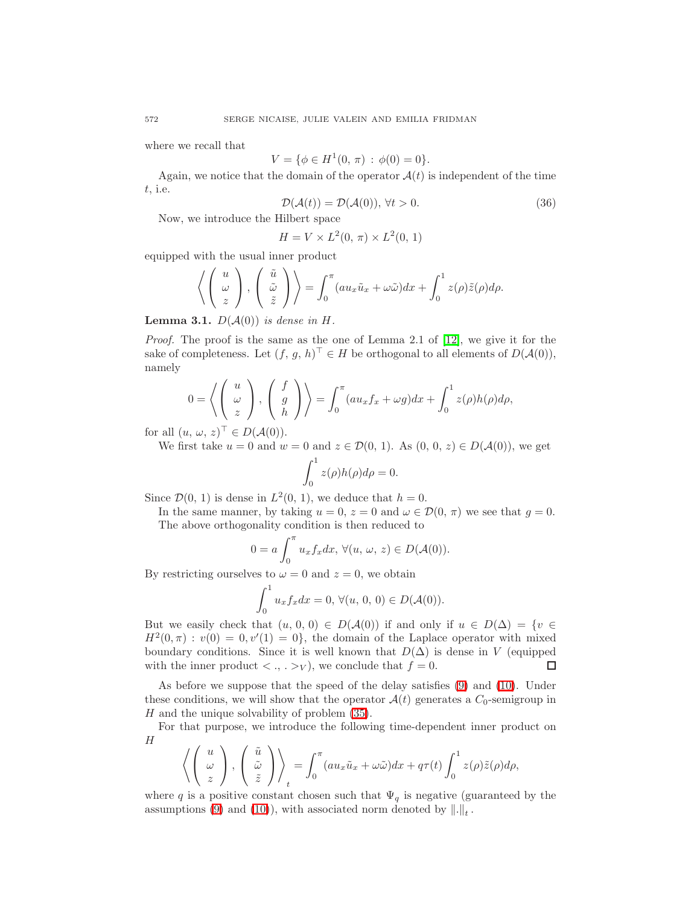where we recall that

$$V = \{\phi \in H^1(0,\, \pi) \,:\, \phi(0) = 0\}.$$

Again, we notice that the domain of the operator $\mathcal{A}(t)$ is independent of the time $t$, i.e.

$$\mathcal{D}(\mathcal{A}(t)) = \mathcal{D}(\mathcal{A}(0)),\ \forall t > 0. \tag{36}$$

Now, we introduce the Hilbert space

$$H = V \times L^2(0,\, \pi) \times L^2(0,\, 1)$$

equipped with the usual inner product

$$\left\langle \begin{pmatrix} u \\ \omega \\ z \end{pmatrix}, \begin{pmatrix} \tilde{u} \\ \tilde{\omega} \\ \tilde{z} \end{pmatrix} \right\rangle = \int_0^\pi (a u_x \tilde{u}_x + \omega\tilde{\omega})dx + \int_0^1 z(\rho)\tilde{z}(\rho)d\rho.$$

**Lemma 3.1.** *$D(\mathcal{A}(0))$ is dense in $H$.*

*Proof.* The proof is the same as the one of Lemma 2.1 of [12], we give it for the sake of completeness. Let $(f,\, g,\, h)^\top \in H$ be orthogonal to all elements of $D(\mathcal{A}(0))$, namely

$$0 = \left\langle \begin{pmatrix} u \\ \omega \\ z \end{pmatrix}, \begin{pmatrix} f \\ g \\ h \end{pmatrix} \right\rangle = \int_0^\pi (a u_x f_x + \omega g)dx + \int_0^1 z(\rho)h(\rho)d\rho,$$

for all $(u,\, \omega,\, z)^\top \in D(\mathcal{A}(0))$.

We first take $u = 0$ and $w = 0$ and $z \in \mathcal{D}(0,\, 1)$. As $(0,\, 0,\, z) \in D(\mathcal{A}(0))$, we get

$$\int_0^1 z(\rho)h(\rho)d\rho = 0.$$

Since $\mathcal{D}(0,\, 1)$ is dense in $L^2(0,\, 1)$, we deduce that $h = 0$.

In the same manner, by taking $u = 0$, $z = 0$ and $\omega \in \mathcal{D}(0,\, \pi)$ we see that $g = 0$.

The above orthogonality condition is then reduced to

$$0 = a\int_0^\pi u_x f_x dx,\ \forall (u,\, \omega,\, z) \in D(\mathcal{A}(0)).$$

By restricting ourselves to $\omega = 0$ and $z = 0$, we obtain

$$\int_0^1 u_x f_x dx = 0,\ \forall (u,\, 0,\, 0) \in D(\mathcal{A}(0)).$$

But we easily check that $(u,\, 0,\, 0) \in D(\mathcal{A}(0))$ if and only if $u \in D(\Delta) = \{v \in H^2(0, \pi) : v(0) = 0, v'(1) = 0\}$, the domain of the Laplace operator with mixed boundary conditions. Since it is well known that $D(\Delta)$ is dense in $V$ (equipped with the inner product $< .,\, . >_V$), we conclude that $f = 0$. ∎

As before we suppose that the speed of the delay satisfies (9) and (10). Under these conditions, we will show that the operator $\mathcal{A}(t)$ generates a $C_0$-semigroup in $H$ and the unique solvability of problem (35).

For that purpose, we introduce the following time-dependent inner product on $H$

$$\left\langle \begin{pmatrix} u \\ \omega \\ z \end{pmatrix}, \begin{pmatrix} \tilde{u} \\ \tilde{\omega} \\ \tilde{z} \end{pmatrix} \right\rangle_t = \int_0^\pi (a u_x \tilde{u}_x + \omega\tilde{\omega})dx + q\tau(t)\int_0^1 z(\rho)\tilde{z}(\rho)d\rho,$$

where $q$ is a positive constant chosen such that $\Psi_q$ is negative (guaranteed by the assumptions (9) and (10)), with associated norm denoted by $\|.\|_t$.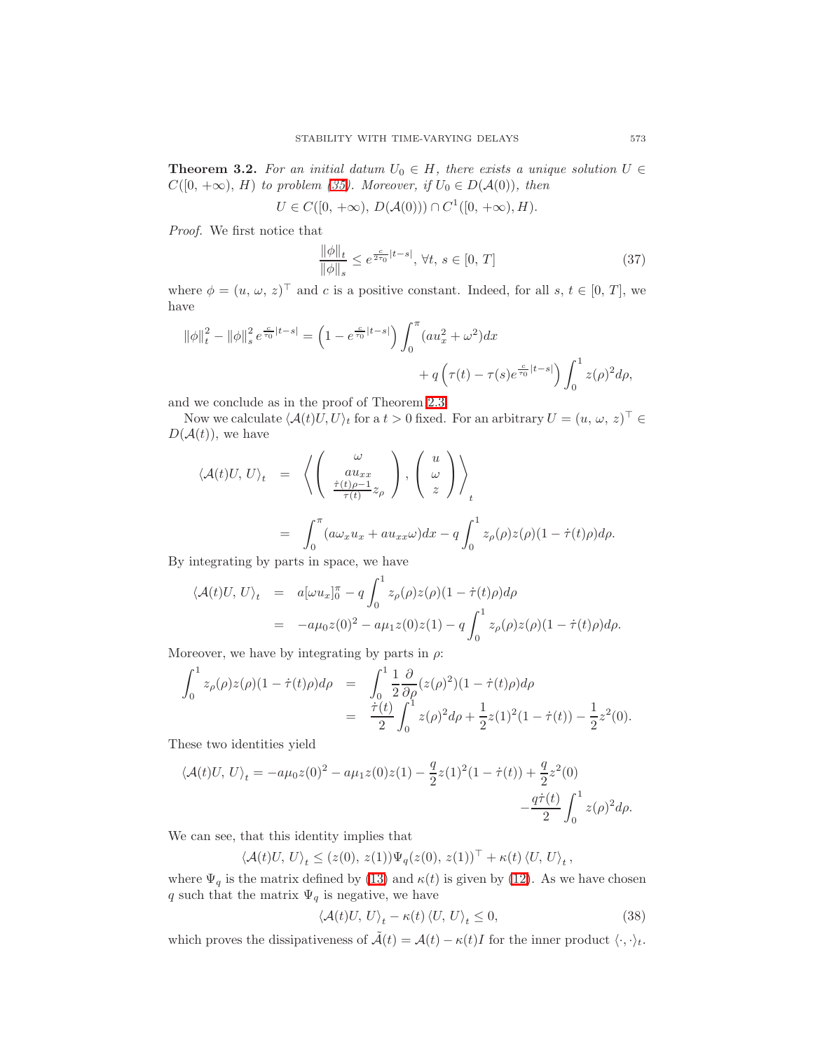**Theorem 3.2.** *For an initial datum $U_0 \in H$, there exists a unique solution $U \in C([0, +\infty), H)$ to problem (35). Moreover, if $U_0 \in D(\mathcal{A}(0))$, then*

$$U \in C([0, +\infty), D(\mathcal{A}(0))) \cap C^1([0, +\infty), H).$$

*Proof.* We first notice that

$$\frac{\|\phi\|_t}{\|\phi\|_s} \leq e^{\frac{c}{2\tau_0}|t-s|}, \ \forall t, \ s \in [0, T] \tag{37}$$

where $\phi = (u, \omega, z)^\top$ and $c$ is a positive constant. Indeed, for all $s, t \in [0, T]$, we have

$$\|\phi\|_t^2 - \|\phi\|_s^2 e^{\frac{c}{\tau_0}|t-s|} = \left(1 - e^{\frac{c}{\tau_0}|t-s|}\right) \int_0^\pi (a u_x^2 + \omega^2) dx + q\left(\tau(t) - \tau(s) e^{\frac{c}{\tau_0}|t-s|}\right) \int_0^1 z(\rho)^2 d\rho,$$

and we conclude as in the proof of Theorem 2.3.

Now we calculate $\langle \mathcal{A}(t)U, U\rangle_t$ for a $t > 0$ fixed. For an arbitrary $U = (u, \omega, z)^\top \in D(\mathcal{A}(t))$, we have

$$\begin{aligned}
\langle \mathcal{A}(t)U, U\rangle_t &= \left\langle \begin{pmatrix} \omega \\ a u_{xx} \\ \frac{\dot\tau(t)\rho - 1}{\tau(t)} z_\rho \end{pmatrix}, \begin{pmatrix} u \\ \omega \\ z \end{pmatrix} \right\rangle_t \\
&= \int_0^\pi (a \omega_x u_x + a u_{xx}\omega) dx - q \int_0^1 z_\rho(\rho) z(\rho)(1 - \dot\tau(t)\rho) d\rho.
\end{aligned}$$

By integrating by parts in space, we have

$$\begin{aligned}
\langle \mathcal{A}(t)U, U\rangle_t &= a[\omega u_x]_0^\pi - q \int_0^1 z_\rho(\rho) z(\rho)(1 - \dot\tau(t)\rho) d\rho \\
&= -a\mu_0 z(0)^2 - a\mu_1 z(0) z(1) - q \int_0^1 z_\rho(\rho) z(\rho)(1 - \dot\tau(t)\rho) d\rho.
\end{aligned}$$

Moreover, we have by integrating by parts in $\rho$:

$$\begin{aligned}
\int_0^1 z_\rho(\rho) z(\rho)(1 - \dot\tau(t)\rho) d\rho &= \int_0^1 \frac{1}{2} \frac{\partial}{\partial \rho}(z(\rho)^2)(1 - \dot\tau(t)\rho) d\rho \\
&= \frac{\dot\tau(t)}{2} \int_0^1 z(\rho)^2 d\rho + \frac{1}{2} z(1)^2 (1 - \dot\tau(t)) - \frac{1}{2} z^2(0).
\end{aligned}$$

These two identities yield

$$\langle \mathcal{A}(t)U, U\rangle_t = -a\mu_0 z(0)^2 - a\mu_1 z(0) z(1) - \frac{q}{2} z(1)^2 (1 - \dot\tau(t)) + \frac{q}{2} z^2(0) - \frac{q\dot\tau(t)}{2} \int_0^1 z(\rho)^2 d\rho.$$

We can see, that this identity implies that

$$\langle \mathcal{A}(t)U, U\rangle_t \leq (z(0), z(1)) \Psi_q (z(0), z(1))^\top + \kappa(t) \langle U, U\rangle_t,$$

where $\Psi_q$ is the matrix defined by (13) and $\kappa(t)$ is given by (12). As we have chosen $q$ such that the matrix $\Psi_q$ is negative, we have

$$\langle \mathcal{A}(t)U, U\rangle_t - \kappa(t) \langle U, U\rangle_t \leq 0, \tag{38}$$

which proves the dissipativeness of $\tilde{\mathcal{A}}(t) = \mathcal{A}(t) - \kappa(t) I$ for the inner product $\langle \cdot, \cdot \rangle_t$.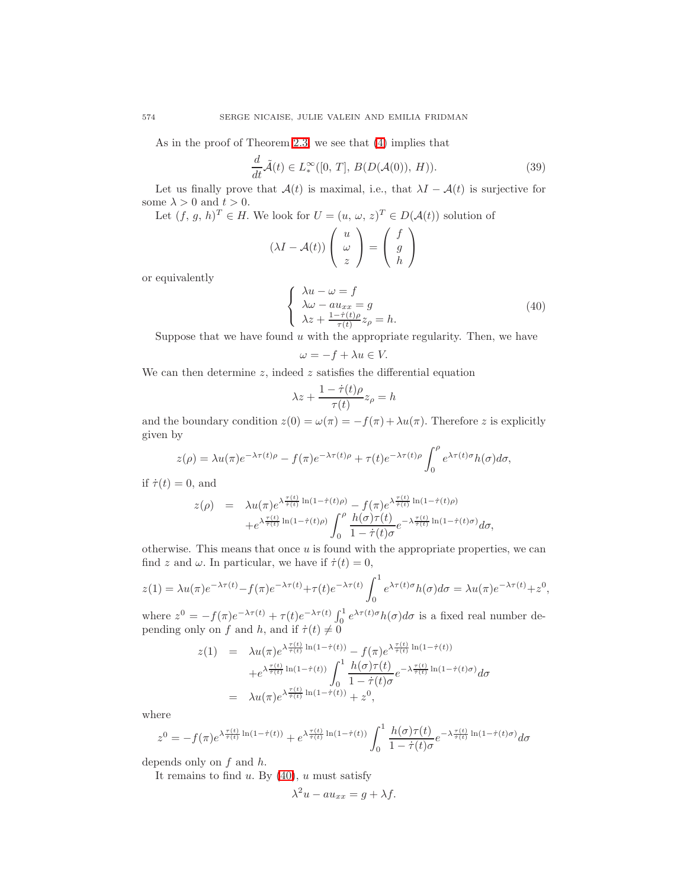As in the proof of Theorem 2.3, we see that (4) implies that

$$\frac{d}{dt}\tilde{\mathcal{A}}(t) \in L^{\infty}_{*}([0,\, T],\, B(D(\mathcal{A}(0)),\, H)). \tag{39}$$

Let us finally prove that $\mathcal{A}(t)$ is maximal, i.e., that $\lambda I - \mathcal{A}(t)$ is surjective for some $\lambda > 0$ and $t > 0$.

Let $(f,\, g,\, h)^T \in H$. We look for $U = (u,\, \omega,\, z)^T \in D(\mathcal{A}(t))$ solution of

$$(\lambda I - \mathcal{A}(t)) \begin{pmatrix} u \\ \omega \\ z \end{pmatrix} = \begin{pmatrix} f \\ g \\ h \end{pmatrix}$$

or equivalently

$$\left\{ \begin{array}{l} \lambda u - \omega = f \\ \lambda \omega - a u_{xx} = g \\ \lambda z + \frac{1 - \dot{\tau}(t)\rho}{\tau(t)} z_{\rho} = h. \end{array} \right. \tag{40}$$

Suppose that we have found $u$ with the appropriate regularity. Then, we have

$$\omega = -f + \lambda u \in V.$$

We can then determine $z$, indeed $z$ satisfies the differential equation

$$\lambda z + \frac{1 - \dot{\tau}(t)\rho}{\tau(t)} z_{\rho} = h$$

and the boundary condition $z(0) = \omega(\pi) = -f(\pi) + \lambda u(\pi)$. Therefore $z$ is explicitly given by

$$z(\rho) = \lambda u(\pi) e^{-\lambda\tau(t)\rho} - f(\pi) e^{-\lambda\tau(t)\rho} + \tau(t) e^{-\lambda\tau(t)\rho} \int_0^{\rho} e^{\lambda\tau(t)\sigma} h(\sigma) d\sigma,$$

if $\dot{\tau}(t) = 0$, and

$$\begin{aligned} z(\rho) \;\; &= \;\; \lambda u(\pi) e^{\lambda \frac{\tau(t)}{\dot{\tau}(t)} \ln(1 - \dot{\tau}(t)\rho)} - f(\pi) e^{\lambda \frac{\tau(t)}{\dot{\tau}(t)} \ln(1 - \dot{\tau}(t)\rho)} \\ &\quad + e^{\lambda \frac{\tau(t)}{\dot{\tau}(t)} \ln(1 - \dot{\tau}(t)\rho)} \int_0^{\rho} \frac{h(\sigma)\tau(t)}{1 - \dot{\tau}(t)\sigma} e^{-\lambda \frac{\tau(t)}{\dot{\tau}(t)} \ln(1 - \dot{\tau}(t)\sigma)} d\sigma, \end{aligned}$$

otherwise. This means that once $u$ is found with the appropriate properties, we can find $z$ and $\omega$. In particular, we have if $\dot{\tau}(t) = 0$,

$$z(1) = \lambda u(\pi) e^{-\lambda\tau(t)} - f(\pi) e^{-\lambda\tau(t)} + \tau(t) e^{-\lambda\tau(t)} \int_0^1 e^{\lambda\tau(t)\sigma} h(\sigma) d\sigma = \lambda u(\pi) e^{-\lambda\tau(t)} + z^0,$$

where $z^0 = -f(\pi) e^{-\lambda\tau(t)} + \tau(t) e^{-\lambda\tau(t)} \int_0^1 e^{\lambda\tau(t)\sigma} h(\sigma) d\sigma$ is a fixed real number depending only on $f$ and $h$, and if $\dot{\tau}(t) \neq 0$

$$\begin{aligned} z(1) \;\; &= \;\; \lambda u(\pi) e^{\lambda \frac{\tau(t)}{\dot{\tau}(t)} \ln(1 - \dot{\tau}(t))} - f(\pi) e^{\lambda \frac{\tau(t)}{\dot{\tau}(t)} \ln(1 - \dot{\tau}(t))} \\ &\quad + e^{\lambda \frac{\tau(t)}{\dot{\tau}(t)} \ln(1 - \dot{\tau}(t))} \int_0^1 \frac{h(\sigma)\tau(t)}{1 - \dot{\tau}(t)\sigma} e^{-\lambda \frac{\tau(t)}{\dot{\tau}(t)} \ln(1 - \dot{\tau}(t)\sigma)} d\sigma \\ &= \;\; \lambda u(\pi) e^{\lambda \frac{\tau(t)}{\dot{\tau}(t)} \ln(1 - \dot{\tau}(t))} + z^0, \end{aligned}$$

where

$$z^0 = -f(\pi) e^{\lambda \frac{\tau(t)}{\dot{\tau}(t)} \ln(1 - \dot{\tau}(t))} + e^{\lambda \frac{\tau(t)}{\dot{\tau}(t)} \ln(1 - \dot{\tau}(t))} \int_0^1 \frac{h(\sigma)\tau(t)}{1 - \dot{\tau}(t)\sigma} e^{-\lambda \frac{\tau(t)}{\dot{\tau}(t)} \ln(1 - \dot{\tau}(t)\sigma)} d\sigma$$

depends only on $f$ and $h$.

It remains to find $u$. By (40), $u$ must satisfy

$$\lambda^2 u - a u_{xx} = g + \lambda f.$$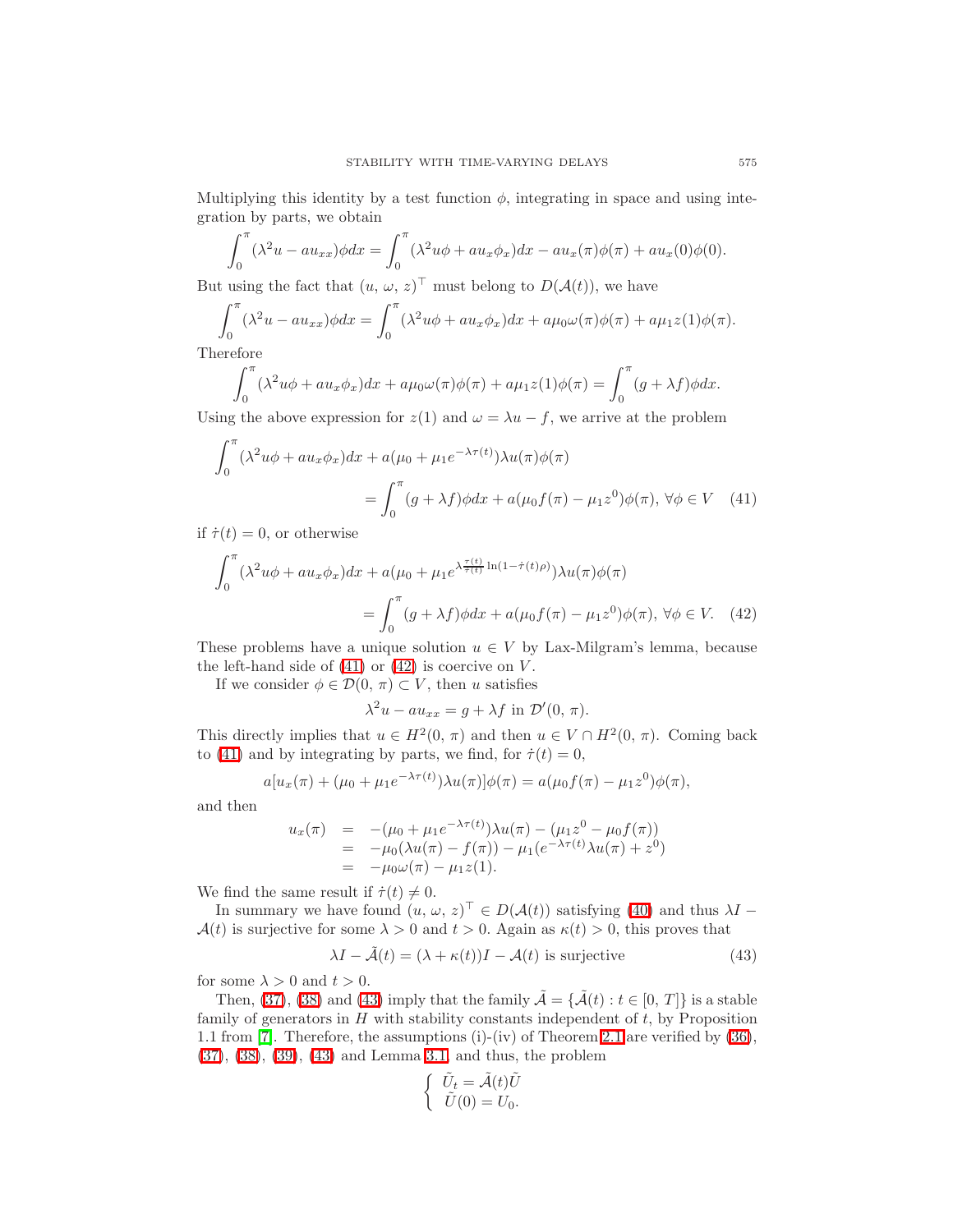Multiplying this identity by a test function $\phi$, integrating in space and using integration by parts, we obtain

$$\int_0^\pi (\lambda^2 u - a u_{xx})\phi dx = \int_0^\pi (\lambda^2 u\phi + a u_x \phi_x)dx - a u_x(\pi)\phi(\pi) + a u_x(0)\phi(0).$$

But using the fact that $(u,\, \omega,\, z)^\top$ must belong to $D(\mathcal{A}(t))$, we have

$$\int_0^\pi (\lambda^2 u - a u_{xx})\phi dx = \int_0^\pi (\lambda^2 u\phi + a u_x \phi_x)dx + a\mu_0 \omega(\pi)\phi(\pi) + a\mu_1 z(1)\phi(\pi).$$

Therefore

$$\int_0^\pi (\lambda^2 u\phi + a u_x \phi_x)dx + a\mu_0 \omega(\pi)\phi(\pi) + a\mu_1 z(1)\phi(\pi) = \int_0^\pi (g + \lambda f)\phi dx.$$

Using the above expression for $z(1)$ and $\omega = \lambda u - f$, we arrive at the problem

$$\begin{aligned}\int_0^\pi (\lambda^2 u\phi + a u_x \phi_x)dx &+ a(\mu_0 + \mu_1 e^{-\lambda\tau(t)})\lambda u(\pi)\phi(\pi) \\ &= \int_0^\pi (g + \lambda f)\phi dx + a(\mu_0 f(\pi) - \mu_1 z^0)\phi(\pi),\ \forall \phi \in V \quad (41)\end{aligned}$$

if $\dot{\tau}(t) = 0$, or otherwise

$$\begin{aligned}\int_0^\pi (\lambda^2 u\phi + a u_x \phi_x)dx &+ a(\mu_0 + \mu_1 e^{\lambda \frac{\tau(t)}{\dot{\tau}(t)} \ln(1 - \dot{\tau}(t)\rho)})\lambda u(\pi)\phi(\pi) \\ &= \int_0^\pi (g + \lambda f)\phi dx + a(\mu_0 f(\pi) - \mu_1 z^0)\phi(\pi),\ \forall \phi \in V. \quad (42)\end{aligned}$$

These problems have a unique solution $u \in V$ by Lax-Milgram's lemma, because the left-hand side of (41) or (42) is coercive on $V$.

If we consider $\phi \in \mathcal{D}(0,\, \pi) \subset V$, then $u$ satisfies

$$\lambda^2 u - a u_{xx} = g + \lambda f \text{ in } \mathcal{D}'(0,\, \pi).$$

This directly implies that $u \in H^2(0,\, \pi)$ and then $u \in V \cap H^2(0,\, \pi)$. Coming back to (41) and by integrating by parts, we find, for $\dot{\tau}(t) = 0$,

$$a[u_x(\pi) + (\mu_0 + \mu_1 e^{-\lambda\tau(t)})\lambda u(\pi)]\phi(\pi) = a(\mu_0 f(\pi) - \mu_1 z^0)\phi(\pi),$$

and then

$$\begin{aligned}u_x(\pi) &= -(\mu_0 + \mu_1 e^{-\lambda\tau(t)})\lambda u(\pi) - (\mu_1 z^0 - \mu_0 f(\pi)) \\ &= -\mu_0(\lambda u(\pi) - f(\pi)) - \mu_1(e^{-\lambda\tau(t)}\lambda u(\pi) + z^0) \\ &= -\mu_0 \omega(\pi) - \mu_1 z(1).\end{aligned}$$

We find the same result if $\dot{\tau}(t) \neq 0$.

In summary we have found $(u,\, \omega,\, z)^\top \in D(\mathcal{A}(t))$ satisfying (40) and thus $\lambda I - \mathcal{A}(t)$ is surjective for some $\lambda > 0$ and $t > 0$. Again as $\kappa(t) > 0$, this proves that

$$\lambda I - \tilde{\mathcal{A}}(t) = (\lambda + \kappa(t))I - \mathcal{A}(t) \text{ is surjective} \quad (43)$$

for some $\lambda > 0$ and $t > 0$.

Then, (37), (38) and (43) imply that the family $\tilde{\mathcal{A}} = \{\tilde{\mathcal{A}}(t) : t \in [0,\, T]\}$ is a stable family of generators in $H$ with stability constants independent of $t$, by Proposition 1.1 from [7]. Therefore, the assumptions (i)-(iv) of Theorem 2.1 are verified by (36), (37), (38), (39), (43) and Lemma 3.1 and thus, the problem

$$\begin{cases} \tilde{U}_t = \tilde{\mathcal{A}}(t)\tilde{U} \\ \tilde{U}(0) = U_0. \end{cases}$$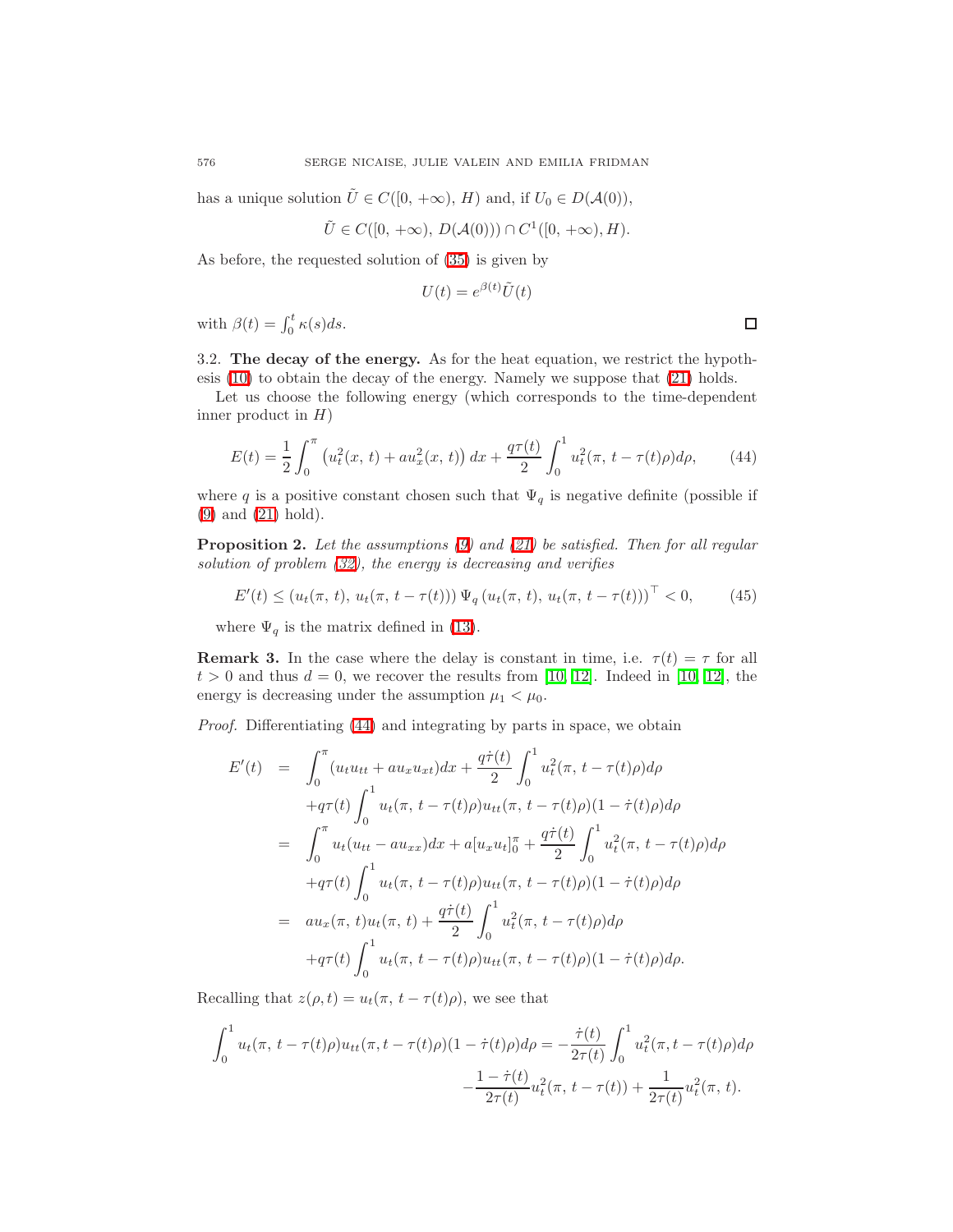has a unique solution $\tilde{U} \in C([0, +\infty), H)$ and, if $U_0 \in D(\mathcal{A}(0))$,

$$\tilde{U} \in C([0, +\infty), D(\mathcal{A}(0))) \cap C^1([0, +\infty), H).$$

As before, the requested solution of (35) is given by

$$U(t) = e^{\beta(t)} \tilde{U}(t)$$

with $\beta(t) = \int_0^t \kappa(s) ds$. $\square$

3.2. **The decay of the energy.** As for the heat equation, we restrict the hypothesis (10) to obtain the decay of the energy. Namely we suppose that (21) holds.

Let us choose the following energy (which corresponds to the time-dependent inner product in $H$)

$$E(t) = \frac{1}{2} \int_0^\pi \left( u_t^2(x, t) + a u_x^2(x, t) \right) dx + \frac{q\tau(t)}{2} \int_0^1 u_t^2(\pi, t - \tau(t)\rho) d\rho, \tag{44}$$

where $q$ is a positive constant chosen such that $\Psi_q$ is negative definite (possible if (9) and (21) hold).

**Proposition 2.** *Let the assumptions (9) and (21) be satisfied. Then for all regular solution of problem (32), the energy is decreasing and verifies*

$$E'(t) \leq (u_t(\pi, t), u_t(\pi, t - \tau(t))) \, \Psi_q \, (u_t(\pi, t), u_t(\pi, t - \tau(t)))^\top < 0, \tag{45}$$

*where $\Psi_q$ is the matrix defined in (13).*

**Remark 3.** In the case where the delay is constant in time, i.e. $\tau(t) = \tau$ for all $t > 0$ and thus $d = 0$, we recover the results from [10, 12]. Indeed in [10, 12], the energy is decreasing under the assumption $\mu_1 < \mu_0$.

*Proof.* Differentiating (44) and integrating by parts in space, we obtain

$$\begin{aligned}
E'(t) &= \int_0^\pi (u_t u_{tt} + a u_x u_{xt}) dx + \frac{q\dot{\tau}(t)}{2} \int_0^1 u_t^2(\pi, t - \tau(t)\rho) d\rho \\
&\quad + q\tau(t) \int_0^1 u_t(\pi, t - \tau(t)\rho) u_{tt}(\pi, t - \tau(t)\rho)(1 - \dot{\tau}(t)\rho) d\rho \\
&= \int_0^\pi u_t(u_{tt} - a u_{xx}) dx + a[u_x u_t]_0^\pi + \frac{q\dot{\tau}(t)}{2} \int_0^1 u_t^2(\pi, t - \tau(t)\rho) d\rho \\
&\quad + q\tau(t) \int_0^1 u_t(\pi, t - \tau(t)\rho) u_{tt}(\pi, t - \tau(t)\rho)(1 - \dot{\tau}(t)\rho) d\rho \\
&= a u_x(\pi, t) u_t(\pi, t) + \frac{q\dot{\tau}(t)}{2} \int_0^1 u_t^2(\pi, t - \tau(t)\rho) d\rho \\
&\quad + q\tau(t) \int_0^1 u_t(\pi, t - \tau(t)\rho) u_{tt}(\pi, t - \tau(t)\rho)(1 - \dot{\tau}(t)\rho) d\rho.
\end{aligned}$$

Recalling that $z(\rho, t) = u_t(\pi, t - \tau(t)\rho)$, we see that

$$\begin{aligned}
\int_0^1 u_t(\pi, t - \tau(t)\rho) u_{tt}(\pi, t - \tau(t)\rho)(1 - \dot{\tau}(t)\rho) d\rho = &-\frac{\dot{\tau}(t)}{2\tau(t)} \int_0^1 u_t^2(\pi, t - \tau(t)\rho) d\rho \\
&- \frac{1 - \dot{\tau}(t)}{2\tau(t)} u_t^2(\pi, t - \tau(t)) + \frac{1}{2\tau(t)} u_t^2(\pi, t).
\end{aligned}$$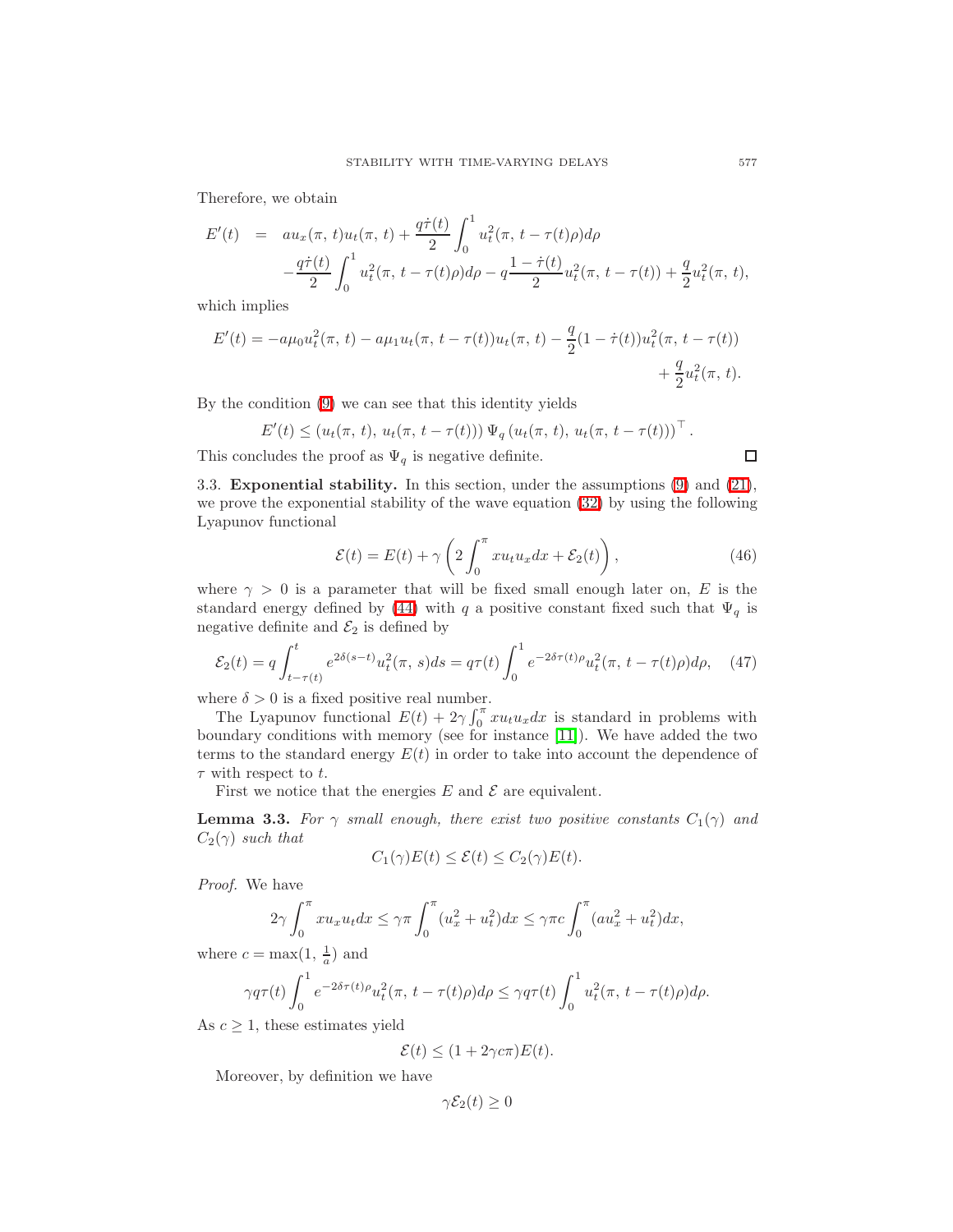Therefore, we obtain

$$
\begin{aligned}
E'(t) &= a u_x(\pi,\, t) u_t(\pi,\, t) + \frac{q\dot{\tau}(t)}{2}\int_0^1 u_t^2(\pi,\, t-\tau(t)\rho)d\rho \\
&\quad -\frac{q\dot{\tau}(t)}{2}\int_0^1 u_t^2(\pi,\, t-\tau(t)\rho)d\rho - q\frac{1-\dot{\tau}(t)}{2}u_t^2(\pi,\, t-\tau(t)) + \frac{q}{2}u_t^2(\pi,\, t),
\end{aligned}
$$

which implies

$$
\begin{aligned}
E'(t) = -a\mu_0 u_t^2(\pi,\, t) - a\mu_1 u_t(\pi,\, t-\tau(t))u_t(\pi,\, t) - \frac{q}{2}(1-\dot{\tau}(t))u_t^2(\pi,\, t-\tau(t)) \\
+ \frac{q}{2}u_t^2(\pi,\, t).
\end{aligned}
$$

By the condition (9) we can see that this identity yields

$$
E'(t) \leq (u_t(\pi,\, t),\, u_t(\pi,\, t-\tau(t)))\,\Psi_q\,(u_t(\pi,\, t),\, u_t(\pi,\, t-\tau(t)))^\top .
$$

This concludes the proof as $\Psi_q$ is negative definite. □

3.3. **Exponential stability.** In this section, under the assumptions (9) and (21), we prove the exponential stability of the wave equation (32) by using the following Lyapunov functional

$$
\mathcal{E}(t) = E(t) + \gamma\left(2\int_0^\pi x u_t u_x dx + \mathcal{E}_2(t)\right), \tag{46}
$$

where $\gamma > 0$ is a parameter that will be fixed small enough later on, $E$ is the standard energy defined by (44) with $q$ a positive constant fixed such that $\Psi_q$ is negative definite and $\mathcal{E}_2$ is defined by

$$
\mathcal{E}_2(t) = q\int_{t-\tau(t)}^t e^{2\delta(s-t)}u_t^2(\pi,\, s)ds = q\tau(t)\int_0^1 e^{-2\delta\tau(t)\rho}u_t^2(\pi,\, t-\tau(t)\rho)d\rho, \tag{47}
$$

where $\delta > 0$ is a fixed positive real number.

The Lyapunov functional $E(t) + 2\gamma\int_0^\pi x u_t u_x dx$ is standard in problems with boundary conditions with memory (see for instance [11]). We have added the two terms to the standard energy $E(t)$ in order to take into account the dependence of $\tau$ with respect to $t$.

First we notice that the energies $E$ and $\mathcal{E}$ are equivalent.

**Lemma 3.3.** *For $\gamma$ small enough, there exist two positive constants $C_1(\gamma)$ and $C_2(\gamma)$ such that*

$$
C_1(\gamma)E(t) \leq \mathcal{E}(t) \leq C_2(\gamma)E(t).
$$

*Proof.* We have

$$
2\gamma\int_0^\pi x u_x u_t dx \leq \gamma\pi\int_0^\pi (u_x^2 + u_t^2)dx \leq \gamma\pi c\int_0^\pi (a u_x^2 + u_t^2)dx,
$$

where $c = \max(1,\, \frac{1}{a})$ and

$$
\gamma q\tau(t)\int_0^1 e^{-2\delta\tau(t)\rho}u_t^2(\pi,\, t-\tau(t)\rho)d\rho \leq \gamma q\tau(t)\int_0^1 u_t^2(\pi,\, t-\tau(t)\rho)d\rho.
$$

As $c \geq 1$, these estimates yield

$$
\mathcal{E}(t) \leq (1 + 2\gamma c\pi)E(t).
$$

Moreover, by definition we have

$$
\gamma\mathcal{E}_2(t) \geq 0
$$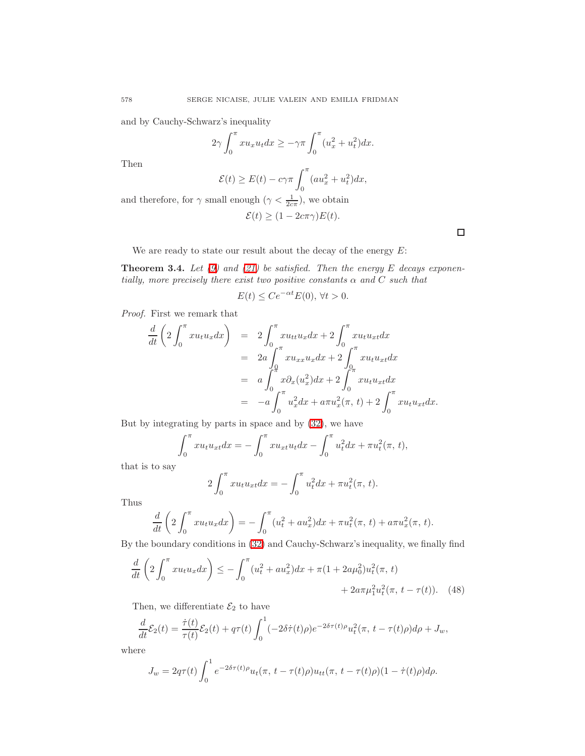and by Cauchy-Schwarz's inequality

$$2\gamma \int_0^\pi x u_x u_t dx \geq -\gamma\pi \int_0^\pi (u_x^2 + u_t^2) dx.$$

Then

$$\mathcal{E}(t) \geq E(t) - c\gamma\pi \int_0^\pi (a u_x^2 + u_t^2) dx,$$

and therefore, for $\gamma$ small enough ($\gamma < \frac{1}{2c\pi}$), we obtain

$$\mathcal{E}(t) \geq (1 - 2c\pi\gamma) E(t).$$

□

We are ready to state our result about the decay of the energy $E$:

**Theorem 3.4.** *Let (9) and (21) be satisfied. Then the energy $E$ decays exponentially, more precisely there exist two positive constants $\alpha$ and $C$ such that*

$$E(t) \leq C e^{-\alpha t} E(0), \ \forall t > 0.$$

*Proof.* First we remark that

$$\begin{aligned}
\frac{d}{dt}\left(2\int_0^\pi x u_t u_x dx\right) &= 2\int_0^\pi x u_{tt} u_x dx + 2\int_0^\pi x u_t u_{xt} dx \\
&= 2a\int_0^\pi x u_{xx} u_x dx + 2\int_0^\pi x u_t u_{xt} dx \\
&= a\int_0^\pi x \partial_x (u_x^2) dx + 2\int_0^\pi x u_t u_{xt} dx \\
&= -a\int_0^\pi u_x^2 dx + a\pi u_x^2(\pi,\, t) + 2\int_0^\pi x u_t u_{xt} dx.
\end{aligned}$$

But by integrating by parts in space and by (32), we have

$$\int_0^\pi x u_t u_{xt} dx = -\int_0^\pi x u_{xt} u_t dx - \int_0^\pi u_t^2 dx + \pi u_t^2(\pi,\, t),$$

that is to say

$$2\int_0^\pi x u_t u_{xt} dx = -\int_0^\pi u_t^2 dx + \pi u_t^2(\pi,\, t).$$

Thus

$$\frac{d}{dt}\left(2\int_0^\pi x u_t u_x dx\right) = -\int_0^\pi (u_t^2 + a u_x^2) dx + \pi u_t^2(\pi,\, t) + a\pi u_x^2(\pi,\, t).$$

By the boundary conditions in (32) and Cauchy-Schwarz's inequality, we finally find

$$\begin{aligned}
\frac{d}{dt}\left(2\int_0^\pi x u_t u_x dx\right) \leq -\int_0^\pi (u_t^2 + a u_x^2) dx &+ \pi(1 + 2a\mu_0^2) u_t^2(\pi,\, t) \\
&+ 2a\pi\mu_1^2 u_t^2(\pi,\, t - \tau(t)).
\end{aligned} \tag{48}$$

Then, we differentiate $\mathcal{E}_2$ to have

$$\frac{d}{dt}\mathcal{E}_2(t) = \frac{\dot{\tau}(t)}{\tau(t)}\mathcal{E}_2(t) + q\tau(t)\int_0^1 (-2\delta\dot{\tau}(t)\rho) e^{-2\delta\tau(t)\rho} u_t^2(\pi,\, t - \tau(t)\rho) d\rho + J_w,$$

where

$$J_w = 2q\tau(t)\int_0^1 e^{-2\delta\tau(t)\rho} u_t(\pi,\, t - \tau(t)\rho) u_{tt}(\pi,\, t - \tau(t)\rho)(1 - \dot{\tau}(t)\rho) d\rho.$$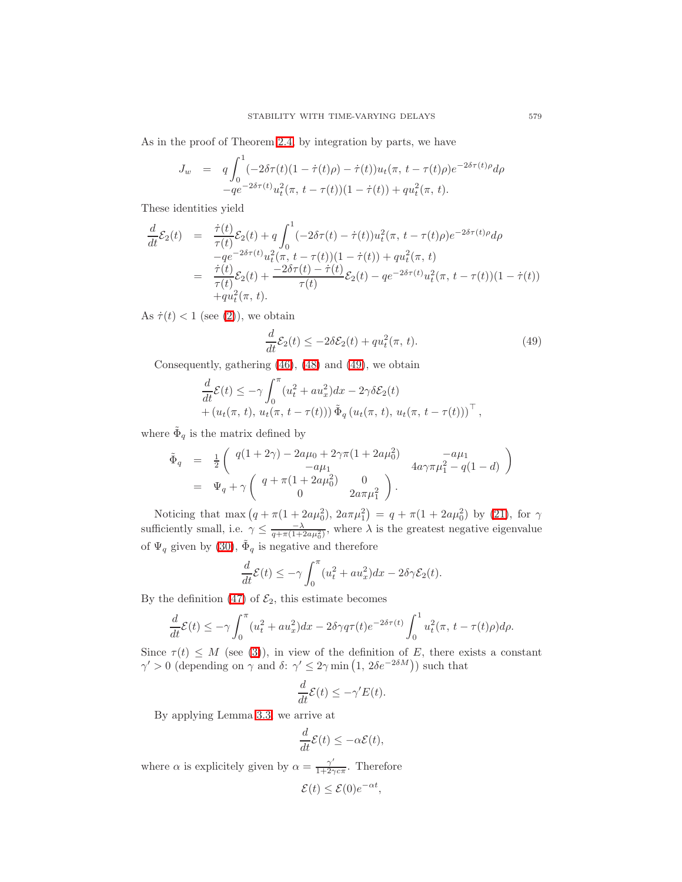As in the proof of Theorem 2.4, by integration by parts, we have

$$
\begin{aligned}
J_w &= q\int_0^1 (-2\delta\tau(t)(1-\dot{\tau}(t)\rho) - \dot{\tau}(t))u_t(\pi,\, t-\tau(t)\rho)e^{-2\delta\tau(t)\rho}d\rho \\
&\quad - qe^{-2\delta\tau(t)}u_t^2(\pi,\, t-\tau(t))(1-\dot{\tau}(t)) + qu_t^2(\pi,\, t).
\end{aligned}
$$

These identities yield

$$
\begin{aligned}
\frac{d}{dt}\mathcal{E}_2(t) &= \frac{\dot{\tau}(t)}{\tau(t)}\mathcal{E}_2(t) + q\int_0^1 (-2\delta\tau(t) - \dot{\tau}(t))u_t^2(\pi,\, t-\tau(t)\rho)e^{-2\delta\tau(t)\rho}d\rho \\
&\quad - qe^{-2\delta\tau(t)}u_t^2(\pi,\, t-\tau(t))(1-\dot{\tau}(t)) + qu_t^2(\pi,\, t) \\
&= \frac{\dot{\tau}(t)}{\tau(t)}\mathcal{E}_2(t) + \frac{-2\delta\tau(t) - \dot{\tau}(t)}{\tau(t)}\mathcal{E}_2(t) - qe^{-2\delta\tau(t)}u_t^2(\pi,\, t-\tau(t))(1-\dot{\tau}(t)) \\
&\quad + qu_t^2(\pi,\, t).
\end{aligned}
$$

As $\dot{\tau}(t) < 1$ (see (2)), we obtain

$$
\frac{d}{dt}\mathcal{E}_2(t) \leq -2\delta\mathcal{E}_2(t) + qu_t^2(\pi,\, t). \tag{49}
$$

Consequently, gathering (46), (48) and (49), we obtain

$$
\begin{aligned}
&\frac{d}{dt}\mathcal{E}(t) \leq -\gamma\int_0^\pi (u_t^2 + au_x^2)dx - 2\gamma\delta\mathcal{E}_2(t) \\
&\quad + (u_t(\pi,\, t),\, u_t(\pi,\, t-\tau(t)))\,\tilde{\Phi}_q\,(u_t(\pi,\, t),\, u_t(\pi,\, t-\tau(t)))^\top,
\end{aligned}
$$

where $\tilde{\Phi}_q$ is the matrix defined by

$$
\begin{aligned}
\tilde{\Phi}_q &= \frac{1}{2}\begin{pmatrix} q(1+2\gamma) - 2a\mu_0 + 2\gamma\pi(1+2a\mu_0^2) & -a\mu_1 \\ -a\mu_1 & 4a\gamma\pi\mu_1^2 - q(1-d) \end{pmatrix} \\
&= \Psi_q + \gamma\begin{pmatrix} q + \pi(1+2a\mu_0^2) & 0 \\ 0 & 2a\pi\mu_1^2 \end{pmatrix}.
\end{aligned}
$$

Noticing that $\max\left(q+\pi(1+2a\mu_0^2),\, 2a\pi\mu_1^2\right) = q + \pi(1+2a\mu_0^2)$ by (21), for $\gamma$ sufficiently small, i.e. $\gamma \leq \frac{-\lambda}{q+\pi(1+2a\mu_0^2)}$, where $\lambda$ is the greatest negative eigenvalue of $\Psi_q$ given by (30), $\tilde{\Phi}_q$ is negative and therefore

$$
\frac{d}{dt}\mathcal{E}(t) \leq -\gamma\int_0^\pi (u_t^2 + au_x^2)dx - 2\delta\gamma\mathcal{E}_2(t).
$$

By the definition (47) of $\mathcal{E}_2$, this estimate becomes

$$
\frac{d}{dt}\mathcal{E}(t) \leq -\gamma\int_0^\pi (u_t^2 + au_x^2)dx - 2\delta\gamma q\tau(t)e^{-2\delta\tau(t)}\int_0^1 u_t^2(\pi,\, t-\tau(t)\rho)d\rho.
$$

Since $\tau(t) \leq M$ (see (3)), in view of the definition of $E$, there exists a constant $\gamma' > 0$ (depending on $\gamma$ and $\delta$: $\gamma' \leq 2\gamma\min\left(1,\, 2\delta e^{-2\delta M}\right)$) such that

$$
\frac{d}{dt}\mathcal{E}(t) \leq -\gamma' E(t).
$$

By applying Lemma 3.3, we arrive at

$$
\frac{d}{dt}\mathcal{E}(t) \leq -\alpha\mathcal{E}(t),
$$

where $\alpha$ is explicitely given by $\alpha = \frac{\gamma'}{1+2\gamma c\pi}$. Therefore

$$
\mathcal{E}(t) \leq \mathcal{E}(0)e^{-\alpha t},
$$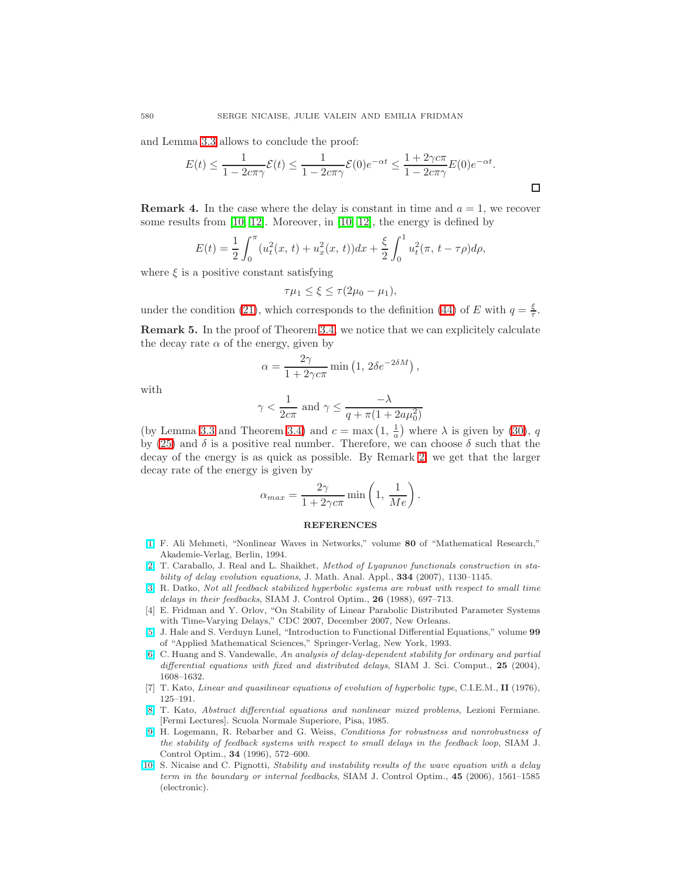and Lemma 3.3 allows to conclude the proof:

$$E(t) \leq \frac{1}{1-2c\pi\gamma}\mathcal{E}(t) \leq \frac{1}{1-2c\pi\gamma}\mathcal{E}(0)e^{-\alpha t} \leq \frac{1+2\gamma c\pi}{1-2c\pi\gamma}E(0)e^{-\alpha t}.$$

□

**Remark 4.** In the case where the delay is constant in time and $a = 1$, we recover some results from [10, 12]. Moreover, in [10, 12], the energy is defined by

$$E(t) = \frac{1}{2}\int_0^\pi (u_t^2(x,\, t) + u_x^2(x,\, t))dx + \frac{\xi}{2}\int_0^1 u_t^2(\pi,\, t-\tau\rho)d\rho,$$

where $\xi$ is a positive constant satisfying

$$\tau\mu_1 \leq \xi \leq \tau(2\mu_0 - \mu_1),$$

under the condition (21), which corresponds to the definition (44) of $E$ with $q = \frac{\xi}{\tau}$.

**Remark 5.** In the proof of Theorem 3.4, we notice that we can explicitely calculate the decay rate $\alpha$ of the energy, given by

$$\alpha = \frac{2\gamma}{1+2\gamma c\pi}\min\left(1,\, 2\delta e^{-2\delta M}\right),$$

with

$$\gamma < \frac{1}{2c\pi} \text{ and } \gamma \leq \frac{-\lambda}{q + \pi(1+2a\mu_0^2)}$$

(by Lemma 3.3 and Theorem 3.4) and $c = \max\left(1,\, \frac{1}{a}\right)$ where $\lambda$ is given by (30), $q$ by (25) and $\delta$ is a positive real number. Therefore, we can choose $\delta$ such that the decay of the energy is as quick as possible. By Remark 2, we get that the larger decay rate of the energy is given by

$$\alpha_{max} = \frac{2\gamma}{1+2\gamma c\pi}\min\left(1,\, \frac{1}{Me}\right).$$

## REFERENCES

[1] F. Ali Mehmeti, "Nonlinear Waves in Networks," volume **80** of "Mathematical Research," Akademie-Verlag, Berlin, 1994.

[2] T. Caraballo, J. Real and L. Shaikhet, *Method of Lyapunov functionals construction in stability of delay evolution equations*, J. Math. Anal. Appl., **334** (2007), 1130–1145.

[3] R. Datko, *Not all feedback stabilized hyperbolic systems are robust with respect to small time delays in their feedbacks*, SIAM J. Control Optim., **26** (1988), 697–713.

[4] E. Fridman and Y. Orlov, "On Stability of Linear Parabolic Distributed Parameter Systems with Time-Varying Delays," CDC 2007, December 2007, New Orleans.

[5] J. Hale and S. Verduyn Lunel, "Introduction to Functional Differential Equations," volume **99** of "Applied Mathematical Sciences," Springer-Verlag, New York, 1993.

[6] C. Huang and S. Vandewalle, *An analysis of delay-dependent stability for ordinary and partial differential equations with fixed and distributed delays*, SIAM J. Sci. Comput., **25** (2004), 1608–1632.

[7] T. Kato, *Linear and quasilinear equations of evolution of hyperbolic type*, C.I.E.M., **II** (1976), 125–191.

[8] T. Kato, *Abstract differential equations and nonlinear mixed problems*, Lezioni Fermiane. [Fermi Lectures]. Scuola Normale Superiore, Pisa, 1985.

[9] H. Logemann, R. Rebarber and G. Weiss, *Conditions for robustness and nonrobustness of the stability of feedback systems with respect to small delays in the feedback loop*, SIAM J. Control Optim., **34** (1996), 572–600.

[10] S. Nicaise and C. Pignotti, *Stability and instability results of the wave equation with a delay term in the boundary or internal feedbacks*, SIAM J. Control Optim., **45** (2006), 1561–1585 (electronic).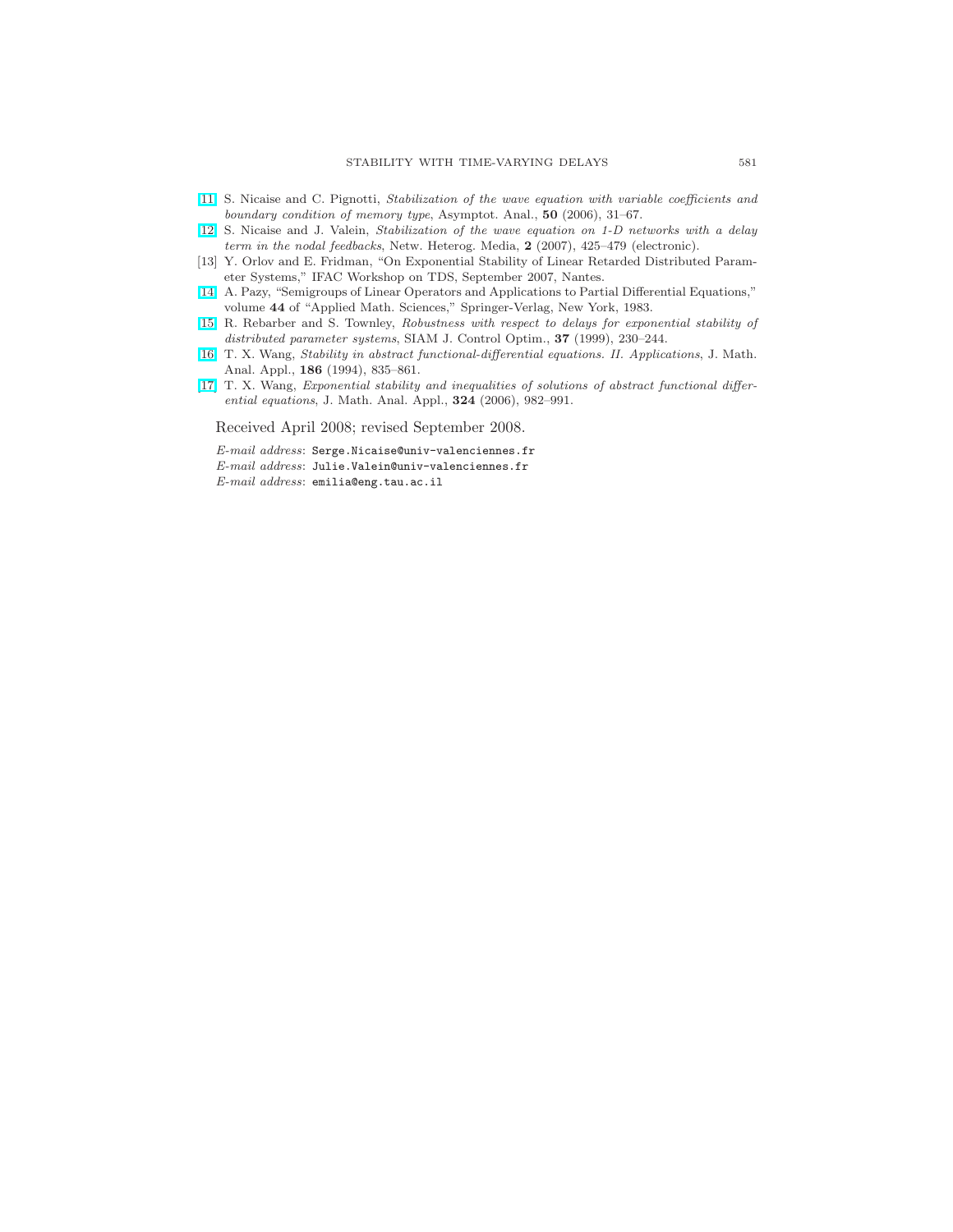[11] S. Nicaise and C. Pignotti, *Stabilization of the wave equation with variable coefficients and boundary condition of memory type*, Asymptot. Anal., **50** (2006), 31–67.

[12] S. Nicaise and J. Valein, *Stabilization of the wave equation on 1-D networks with a delay term in the nodal feedbacks*, Netw. Heterog. Media, **2** (2007), 425–479 (electronic).

[13] Y. Orlov and E. Fridman, "On Exponential Stability of Linear Retarded Distributed Parameter Systems," IFAC Workshop on TDS, September 2007, Nantes.

[14] A. Pazy, "Semigroups of Linear Operators and Applications to Partial Differential Equations," volume **44** of "Applied Math. Sciences," Springer-Verlag, New York, 1983.

[15] R. Rebarber and S. Townley, *Robustness with respect to delays for exponential stability of distributed parameter systems*, SIAM J. Control Optim., **37** (1999), 230–244.

[16] T. X. Wang, *Stability in abstract functional-differential equations. II. Applications*, J. Math. Anal. Appl., **186** (1994), 835–861.

[17] T. X. Wang, *Exponential stability and inequalities of solutions of abstract functional differential equations*, J. Math. Anal. Appl., **324** (2006), 982–991.

Received April 2008; revised September 2008.

*E-mail address*: `Serge.Nicaise@univ-valenciennes.fr`

*E-mail address*: `Julie.Valein@univ-valenciennes.fr`

*E-mail address*: `emilia@eng.tau.ac.il`